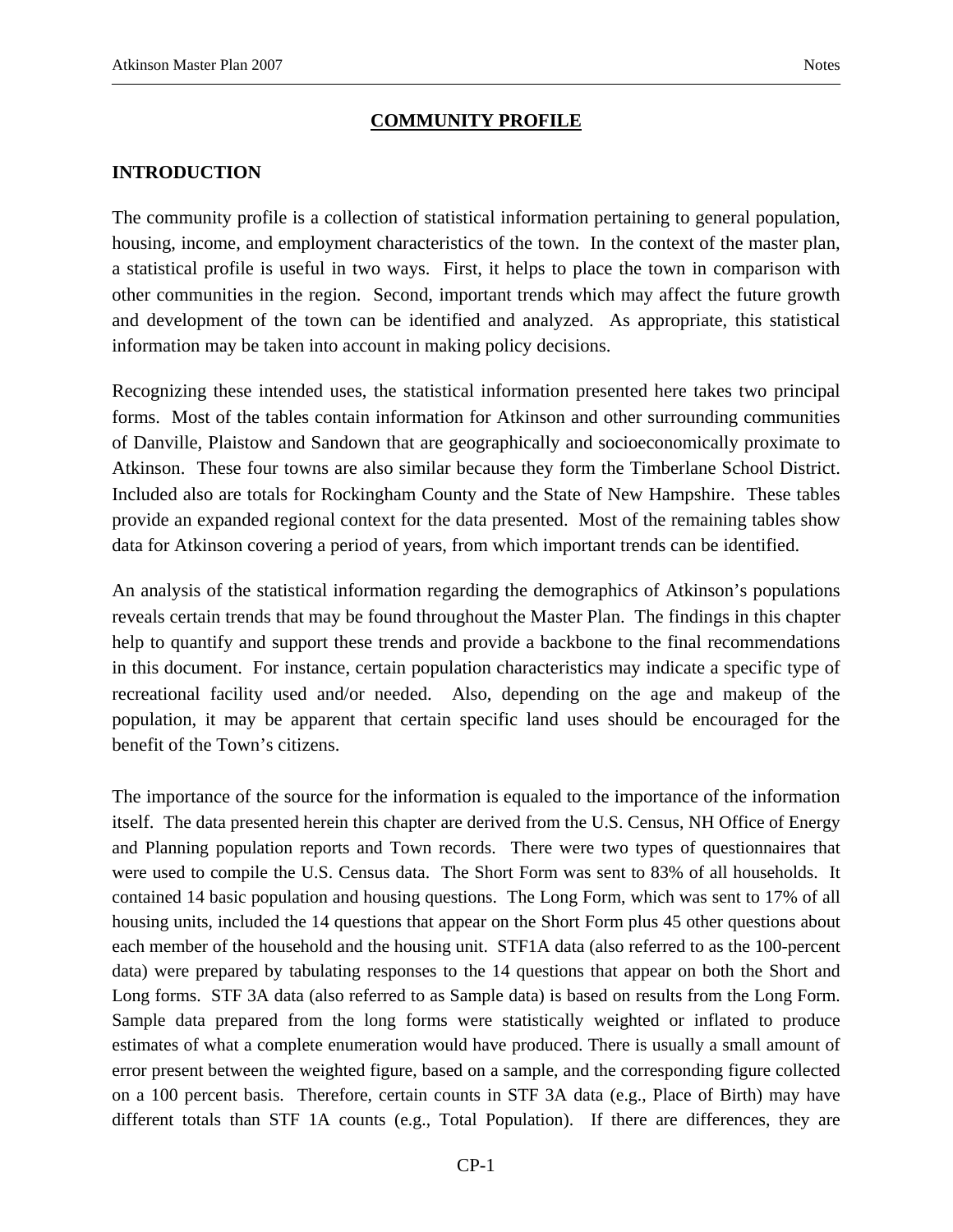# COMMUNITY PROFILE

## INTRODUCTION

The community profile is a collection of statistical information pertaining to general population, housing, income, and employment characteristics of the town. In the context of the master plan, a statistical profile is useful in two ways. First, it helps to place the town in comparison with other communities in the region. Second, important trends which may affect the future growth and development of the town can be identified and analyzed. As appropriate, this statistical information may be taken into account in making policy decisions.

Recognizing these intended uses, the statistical information presented here takes two principal forms. Most of the tables contain information for Atkinson and other surrounding communities of Danville, Plaistow and Sandown that are geographically and socioeconomically proximate to Atkinson. These four towns are also similar because they form the Timberlane School District. Included also are totals for Rockingham County and the State of New Hampshire. These tables provide an expanded regional context for the data presented. Most of the remaining tables show data for Atkinson covering a period of years, from which important trends can be identified.

An analysis of the statistical information regarding the demographics of Atkinson's populations reveals certain trends that may be found throughout the Master Plan. The findings in this chapter help to quantify and support these trends and provide a backbone to the final recommendations in this document. For instance, certain population characteristics may indicate a specific type of recreational facility used and/or needed. Also, depending on the age and makeup of the population, it may be apparent that certain specific land uses should be encouraged for the benefit of the Town's citizens.

The importance of the source for the information is equaled to the importance of the information itself. The data presented herein this chapter are derived from the U.S. Census, NH Office of Energy and Planning population reports and Town records. There were two types of questionnaires that were used to compile the U.S. Census data. The Short Form was sent to 83% of all households. It contained 14 basic population and housing questions. The Long Form, which was sent to 17% of all housing units, included the 14 questions that appear on the Short Form plus 45 other questions about each member of the household and the housing unit. STF1A data (also referred to as the 100-percent data) were prepared by tabulating responses to the 14 questions that appear on both the Short and Long forms. STF 3A data (also referred to as Sample data) is based on results from the Long Form. Sample data prepared from the long forms were statistically weighted or inflated to produce estimates of what a complete enumeration would have produced. There is usually a small amount of error present between the weighted figure, based on a sample, and the corresponding figure collected on a 100 percent basis. Therefore, certain counts in STF 3A data (e.g., Place of Birth) may have different totals than STF 1A counts (e.g., Total Population). If there are differences, they are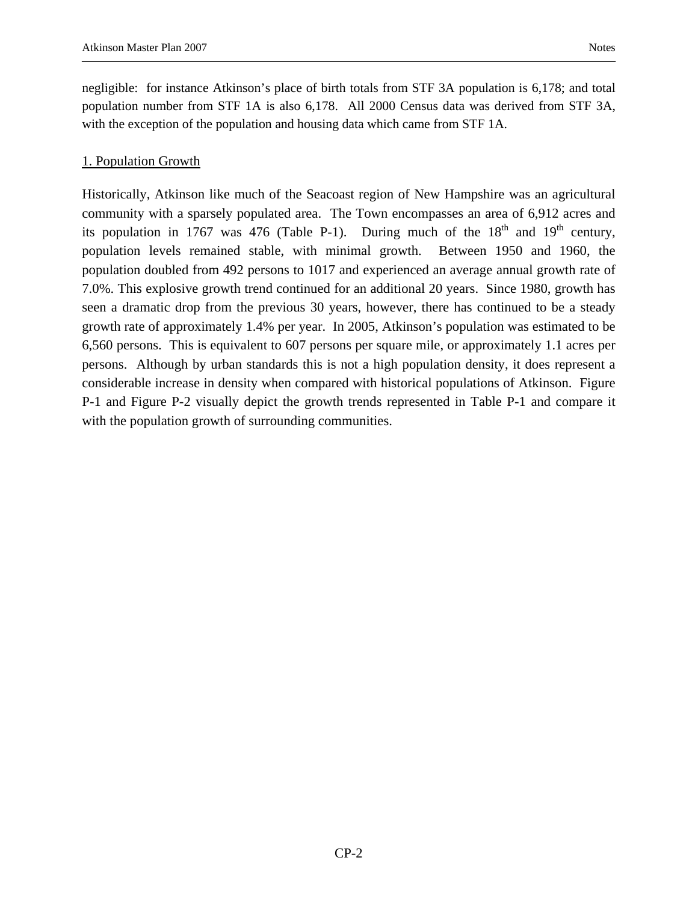negligible: for instance Atkinson's place of birth totals from STF 3A population is 6,178; and total population number from STF 1A is also 6,178. All 2000 Census data was derived from STF 3A, with the exception of the population and housing data which came from STF 1A.

## 1. Population Growth

Historically, Atkinson like much of the Seacoast region of New Hampshire was an agricultural community with a sparsely populated area. The Town encompasses an area of 6,912 acres and its population in 1767 was 476 (Table P-1). During much of the 18th and 19th century, population levels remained stable, with minimal growth. Between 1950 and 1960, the population doubled from 492 persons to 1017 and experienced an average annual growth rate of 7.0%. This explosive growth trend continued for an additional 20 years. Since 1980, growth has seen a dramatic drop from the previous 30 years, however, there has continued to be a steady growth rate of approximately 1.4% per year. In 2005, Atkinson's population was estimated to be 6,560 persons. This is equivalent to 607 persons per square mile, or approximately 1.1 acres per persons. Although by urban standards this is not a high population density, it does represent a considerable increase in density when compared with historical populations of Atkinson. Figure P-1 and Figure P-2 visually depict the growth trends represented in Table P-1 and compare it with the population growth of surrounding communities.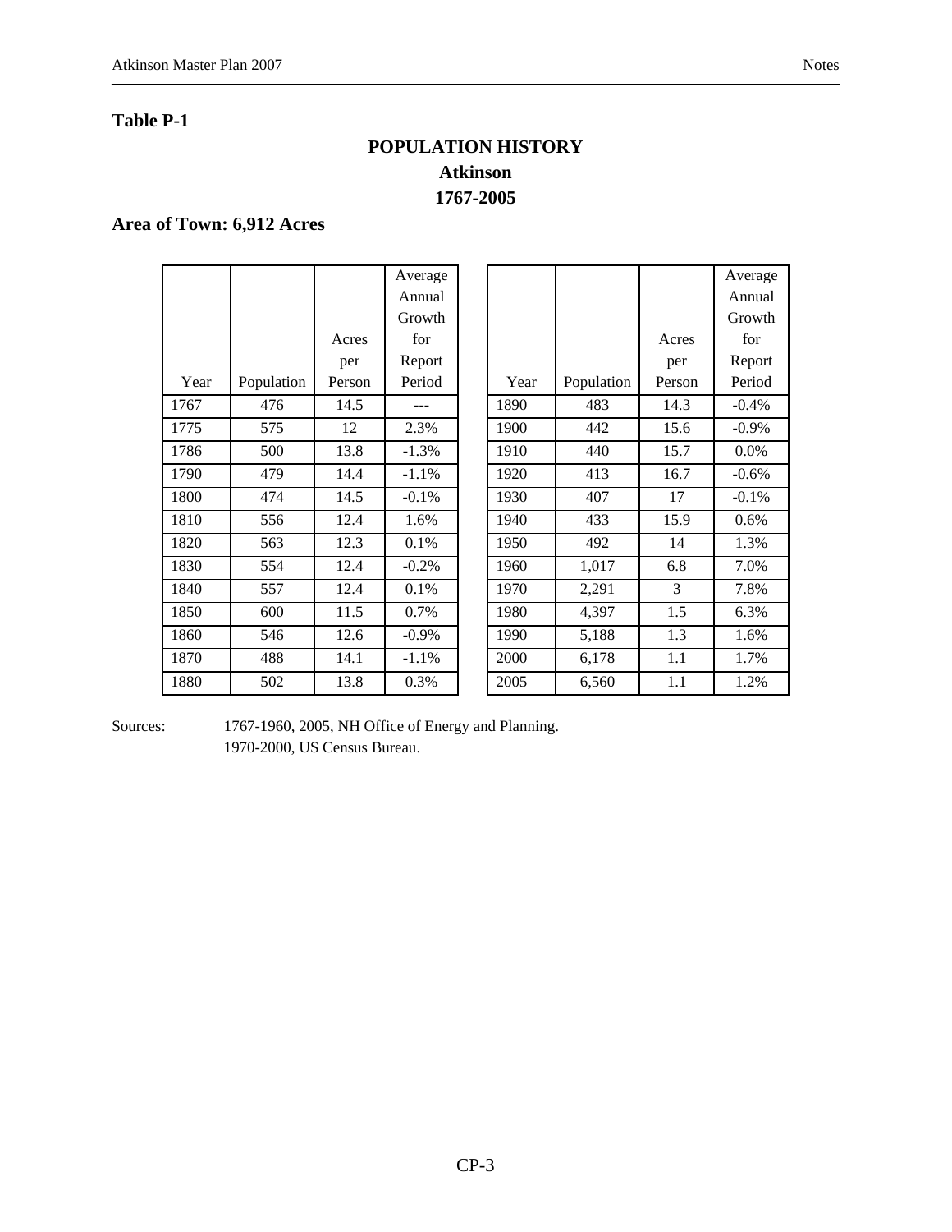**Table P-1**

## POPULATION HISTORY
## Atkinson
## 1767-2005

**Area of Town: 6,912 Acres**

| Year | Population | Acres per Person | Average Annual Growth for Report Period |
|---|---|---|---|
| 1767 | 476 | 14.5 | --- |
| 1775 | 575 | 12 | 2.3% |
| 1786 | 500 | 13.8 | -1.3% |
| 1790 | 479 | 14.4 | -1.1% |
| 1800 | 474 | 14.5 | -0.1% |
| 1810 | 556 | 12.4 | 1.6% |
| 1820 | 563 | 12.3 | 0.1% |
| 1830 | 554 | 12.4 | -0.2% |
| 1840 | 557 | 12.4 | 0.1% |
| 1850 | 600 | 11.5 | 0.7% |
| 1860 | 546 | 12.6 | -0.9% |
| 1870 | 488 | 14.1 | -1.1% |
| 1880 | 502 | 13.8 | 0.3% |
| 1890 | 483 | 14.3 | -0.4% |
| 1900 | 442 | 15.6 | -0.9% |
| 1910 | 440 | 15.7 | 0.0% |
| 1920 | 413 | 16.7 | -0.6% |
| 1930 | 407 | 17 | -0.1% |
| 1940 | 433 | 15.9 | 0.6% |
| 1950 | 492 | 14 | 1.3% |
| 1960 | 1,017 | 6.8 | 7.0% |
| 1970 | 2,291 | 3 | 7.8% |
| 1980 | 4,397 | 1.5 | 6.3% |
| 1990 | 5,188 | 1.3 | 1.6% |
| 2000 | 6,178 | 1.1 | 1.7% |
| 2005 | 6,560 | 1.1 | 1.2% |

Sources: 1767-1960, 2005, NH Office of Energy and Planning.
1970-2000, US Census Bureau.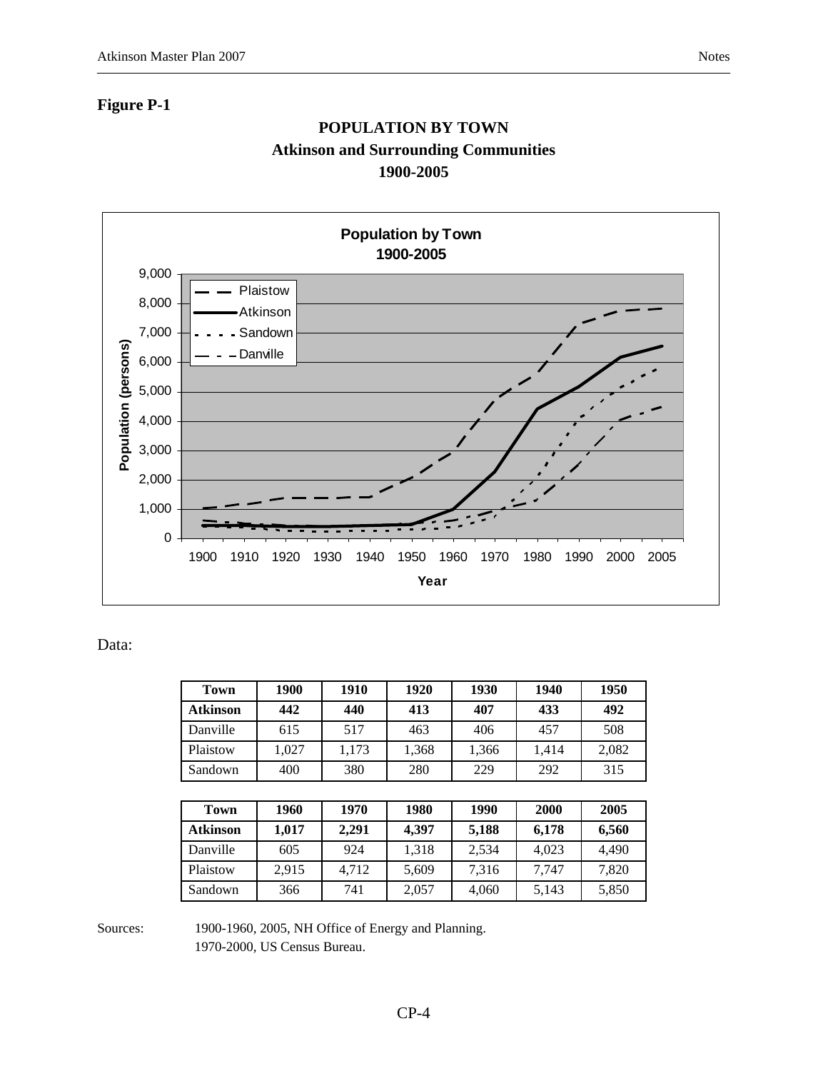**Figure P-1**

**POPULATION BY TOWN**
**Atkinson and Surrounding Communities**
**1900-2005**

Data:

| Town | 1900 | 1910 | 1920 | 1930 | 1940 | 1950 |
|---|---|---|---|---|---|---|
| **Atkinson** | **442** | **440** | **413** | **407** | **433** | **492** |
| Danville | 615 | 517 | 463 | 406 | 457 | 508 |
| Plaistow | 1,027 | 1,173 | 1,368 | 1,366 | 1,414 | 2,082 |
| Sandown | 400 | 380 | 280 | 229 | 292 | 315 |

| Town | 1960 | 1970 | 1980 | 1990 | 2000 | 2005 |
|---|---|---|---|---|---|---|
| **Atkinson** | **1,017** | **2,291** | **4,397** | **5,188** | **6,178** | **6,560** |
| Danville | 605 | 924 | 1,318 | 2,534 | 4,023 | 4,490 |
| Plaistow | 2,915 | 4,712 | 5,609 | 7,316 | 7,747 | 7,820 |
| Sandown | 366 | 741 | 2,057 | 4,060 | 5,143 | 5,850 |

Sources: 1900-1960, 2005, NH Office of Energy and Planning.
1970-2000, US Census Bureau.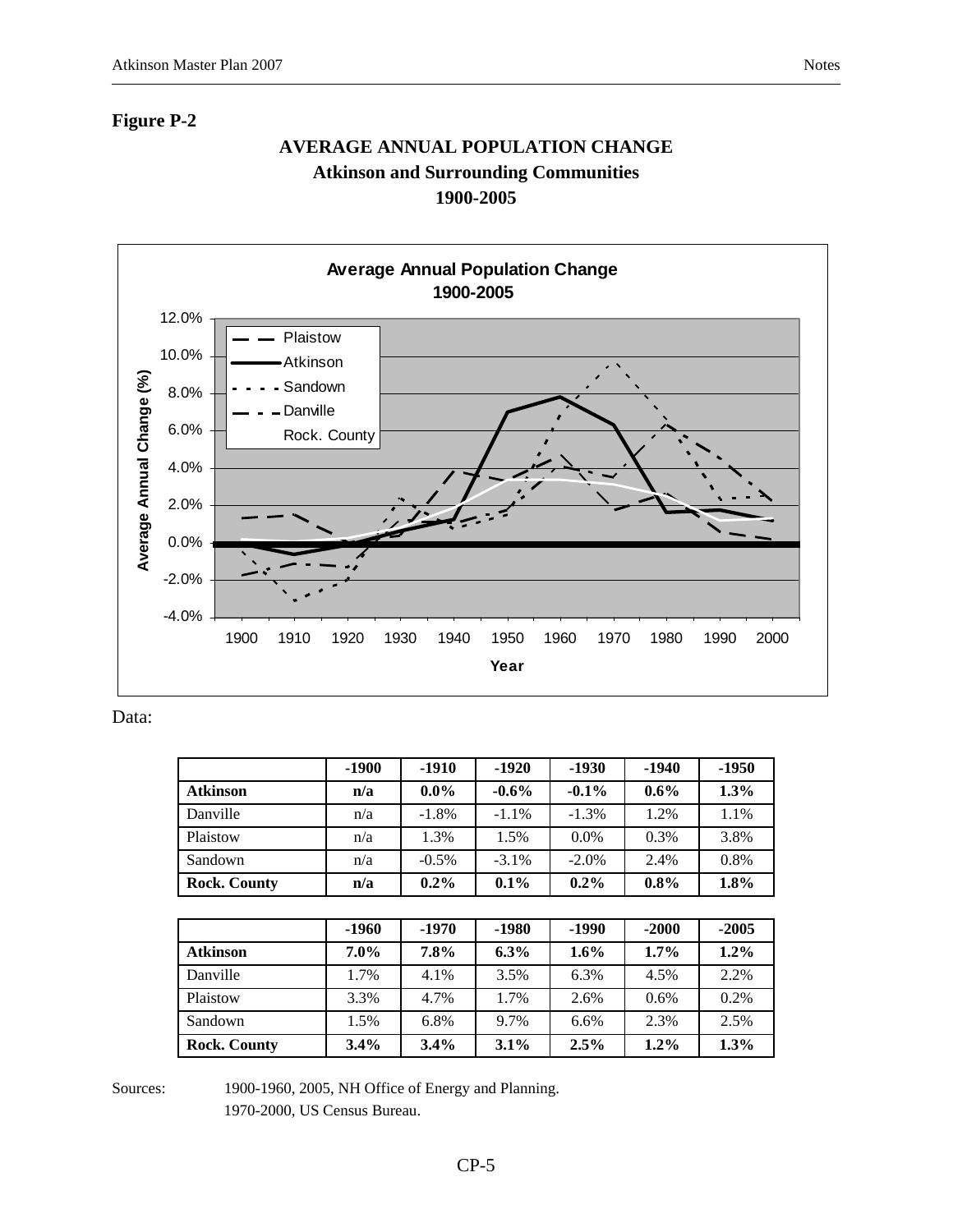**Figure P-2**

**AVERAGE ANNUAL POPULATION CHANGE**
**Atkinson and Surrounding Communities**
**1900-2005**

Data:

| | -1900 | -1910 | -1920 | -1930 | -1940 | -1950 |
|---|---|---|---|---|---|---|
| **Atkinson** | **n/a** | **0.0%** | **-0.6%** | **-0.1%** | **0.6%** | **1.3%** |
| Danville | n/a | -1.8% | -1.1% | -1.3% | 1.2% | 1.1% |
| Plaistow | n/a | 1.3% | 1.5% | 0.0% | 0.3% | 3.8% |
| Sandown | n/a | -0.5% | -3.1% | -2.0% | 2.4% | 0.8% |
| **Rock. County** | **n/a** | **0.2%** | **0.1%** | **0.2%** | **0.8%** | **1.8%** |

| | -1960 | -1970 | -1980 | -1990 | -2000 | -2005 |
|---|---|---|---|---|---|---|
| **Atkinson** | **7.0%** | **7.8%** | **6.3%** | **1.6%** | **1.7%** | **1.2%** |
| Danville | 1.7% | 4.1% | 3.5% | 6.3% | 4.5% | 2.2% |
| Plaistow | 3.3% | 4.7% | 1.7% | 2.6% | 0.6% | 0.2% |
| Sandown | 1.5% | 6.8% | 9.7% | 6.6% | 2.3% | 2.5% |
| **Rock. County** | **3.4%** | **3.4%** | **3.1%** | **2.5%** | **1.2%** | **1.3%** |

Sources: 1900-1960, 2005, NH Office of Energy and Planning.
1970-2000, US Census Bureau.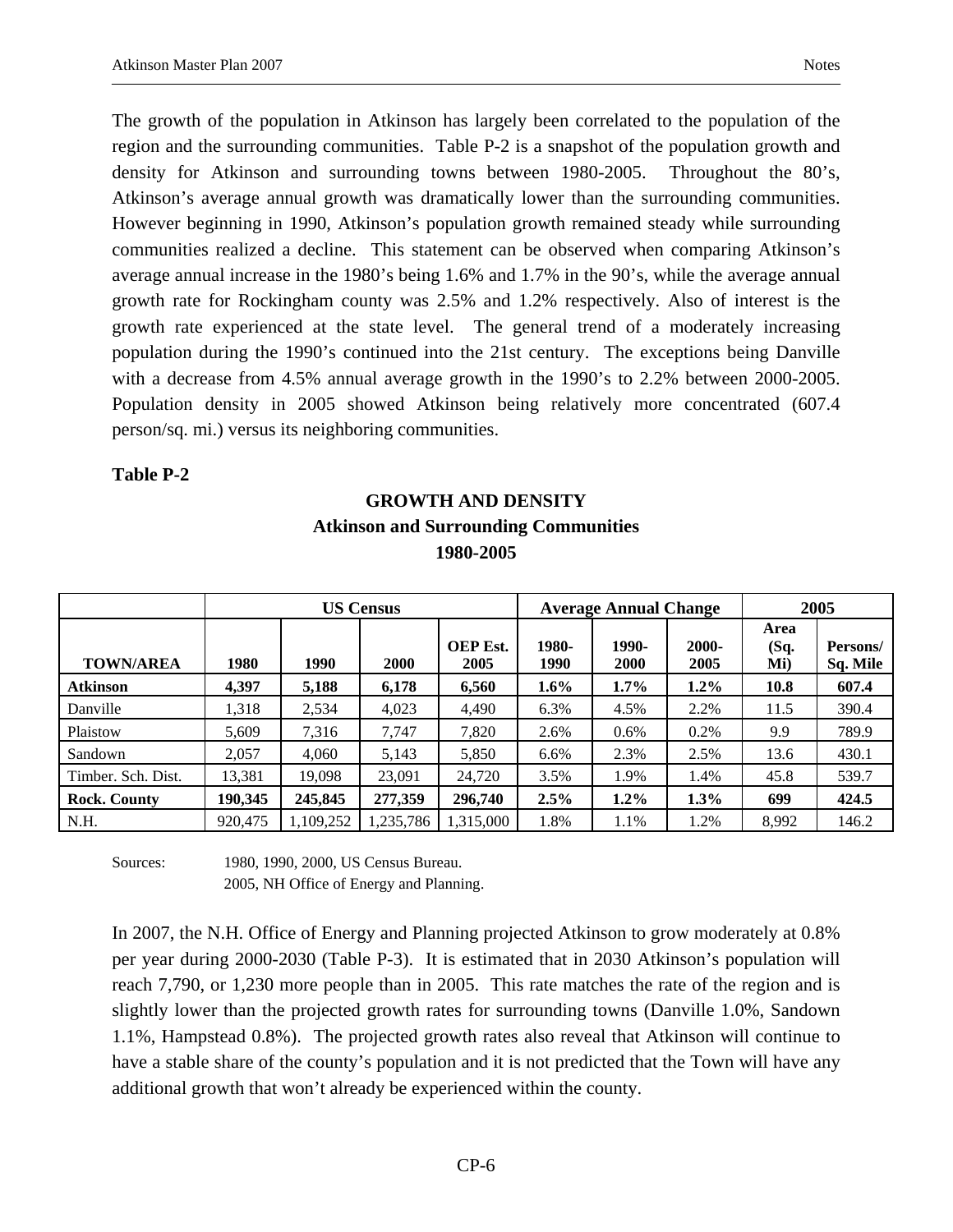The growth of the population in Atkinson has largely been correlated to the population of the region and the surrounding communities. Table P-2 is a snapshot of the population growth and density for Atkinson and surrounding towns between 1980-2005. Throughout the 80's, Atkinson's average annual growth was dramatically lower than the surrounding communities. However beginning in 1990, Atkinson's population growth remained steady while surrounding communities realized a decline. This statement can be observed when comparing Atkinson's average annual increase in the 1980's being 1.6% and 1.7% in the 90's, while the average annual growth rate for Rockingham county was 2.5% and 1.2% respectively. Also of interest is the growth rate experienced at the state level. The general trend of a moderately increasing population during the 1990's continued into the 21st century. The exceptions being Danville with a decrease from 4.5% annual average growth in the 1990's to 2.2% between 2000-2005. Population density in 2005 showed Atkinson being relatively more concentrated (607.4 person/sq. mi.) versus its neighboring communities.

**Table P-2**

**GROWTH AND DENSITY**
**Atkinson and Surrounding Communities**
**1980-2005**

| | US Census | | | | Average Annual Change | | | 2005 | |
|---|---|---|---|---|---|---|---|---|---|
| **TOWN/AREA** | **1980** | **1990** | **2000** | **OEP Est. 2005** | **1980-1990** | **1990-2000** | **2000-2005** | **Area (Sq. Mi)** | **Persons/ Sq. Mile** |
| **Atkinson** | **4,397** | **5,188** | **6,178** | **6,560** | **1.6%** | **1.7%** | **1.2%** | **10.8** | **607.4** |
| Danville | 1,318 | 2,534 | 4,023 | 4,490 | 6.3% | 4.5% | 2.2% | 11.5 | 390.4 |
| Plaistow | 5,609 | 7,316 | 7,747 | 7,820 | 2.6% | 0.6% | 0.2% | 9.9 | 789.9 |
| Sandown | 2,057 | 4,060 | 5,143 | 5,850 | 6.6% | 2.3% | 2.5% | 13.6 | 430.1 |
| Timber. Sch. Dist. | 13,381 | 19,098 | 23,091 | 24,720 | 3.5% | 1.9% | 1.4% | 45.8 | 539.7 |
| **Rock. County** | **190,345** | **245,845** | **277,359** | **296,740** | **2.5%** | **1.2%** | **1.3%** | **699** | **424.5** |
| N.H. | 920,475 | 1,109,252 | 1,235,786 | 1,315,000 | 1.8% | 1.1% | 1.2% | 8,992 | 146.2 |

Sources: 1980, 1990, 2000, US Census Bureau.
2005, NH Office of Energy and Planning.

In 2007, the N.H. Office of Energy and Planning projected Atkinson to grow moderately at 0.8% per year during 2000-2030 (Table P-3). It is estimated that in 2030 Atkinson's population will reach 7,790, or 1,230 more people than in 2005. This rate matches the rate of the region and is slightly lower than the projected growth rates for surrounding towns (Danville 1.0%, Sandown 1.1%, Hampstead 0.8%). The projected growth rates also reveal that Atkinson will continue to have a stable share of the county's population and it is not predicted that the Town will have any additional growth that won't already be experienced within the county.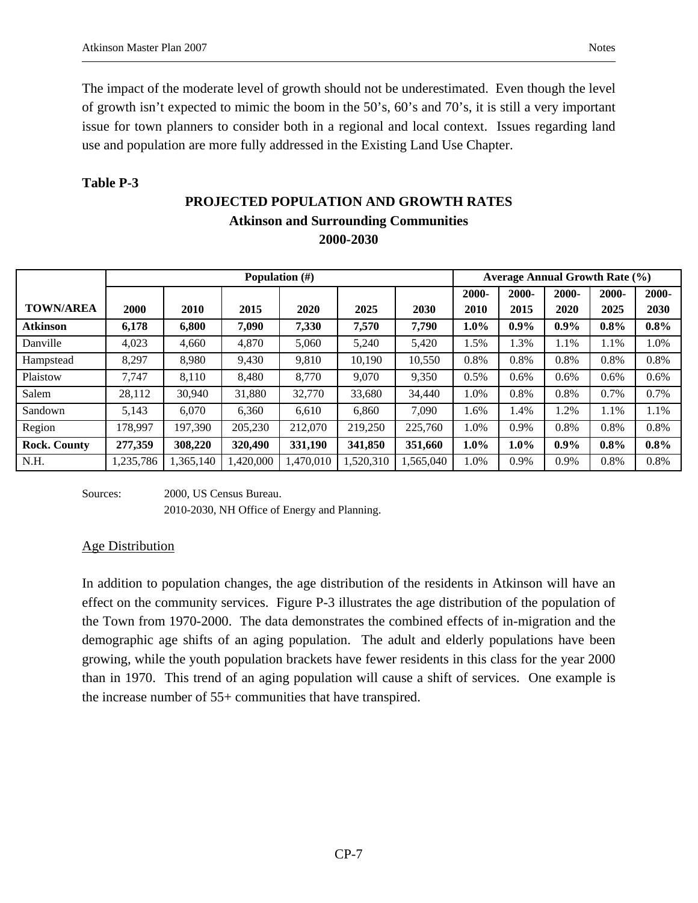The impact of the moderate level of growth should not be underestimated. Even though the level of growth isn't expected to mimic the boom in the 50's, 60's and 70's, it is still a very important issue for town planners to consider both in a regional and local context. Issues regarding land use and population are more fully addressed in the Existing Land Use Chapter.

**Table P-3**

**PROJECTED POPULATION AND GROWTH RATES**
**Atkinson and Surrounding Communities**
**2000-2030**

| | Population (#) | | | | | | Average Annual Growth Rate (%) | | | | |
|---|---|---|---|---|---|---|---|---|---|---|---|
| **TOWN/AREA** | **2000** | **2010** | **2015** | **2020** | **2025** | **2030** | **2000-2010** | **2000-2015** | **2000-2020** | **2000-2025** | **2000-2030** |
| **Atkinson** | **6,178** | **6,800** | **7,090** | **7,330** | **7,570** | **7,790** | **1.0%** | **0.9%** | **0.9%** | **0.8%** | **0.8%** |
| Danville | 4,023 | 4,660 | 4,870 | 5,060 | 5,240 | 5,420 | 1.5% | 1.3% | 1.1% | 1.1% | 1.0% |
| Hampstead | 8,297 | 8,980 | 9,430 | 9,810 | 10,190 | 10,550 | 0.8% | 0.8% | 0.8% | 0.8% | 0.8% |
| Plaistow | 7,747 | 8,110 | 8,480 | 8,770 | 9,070 | 9,350 | 0.5% | 0.6% | 0.6% | 0.6% | 0.6% |
| Salem | 28,112 | 30,940 | 31,880 | 32,770 | 33,680 | 34,440 | 1.0% | 0.8% | 0.8% | 0.7% | 0.7% |
| Sandown | 5,143 | 6,070 | 6,360 | 6,610 | 6,860 | 7,090 | 1.6% | 1.4% | 1.2% | 1.1% | 1.1% |
| Region | 178,997 | 197,390 | 205,230 | 212,070 | 219,250 | 225,760 | 1.0% | 0.9% | 0.8% | 0.8% | 0.8% |
| **Rock. County** | **277,359** | **308,220** | **320,490** | **331,190** | **341,850** | **351,660** | **1.0%** | **1.0%** | **0.9%** | **0.8%** | **0.8%** |
| N.H. | 1,235,786 | 1,365,140 | 1,420,000 | 1,470,010 | 1,520,310 | 1,565,040 | 1.0% | 0.9% | 0.9% | 0.8% | 0.8% |

Sources: 2000, US Census Bureau.
2010-2030, NH Office of Energy and Planning.

Age Distribution

In addition to population changes, the age distribution of the residents in Atkinson will have an effect on the community services. Figure P-3 illustrates the age distribution of the population of the Town from 1970-2000. The data demonstrates the combined effects of in-migration and the demographic age shifts of an aging population. The adult and elderly populations have been growing, while the youth population brackets have fewer residents in this class for the year 2000 than in 1970. This trend of an aging population will cause a shift of services. One example is the increase number of 55+ communities that have transpired.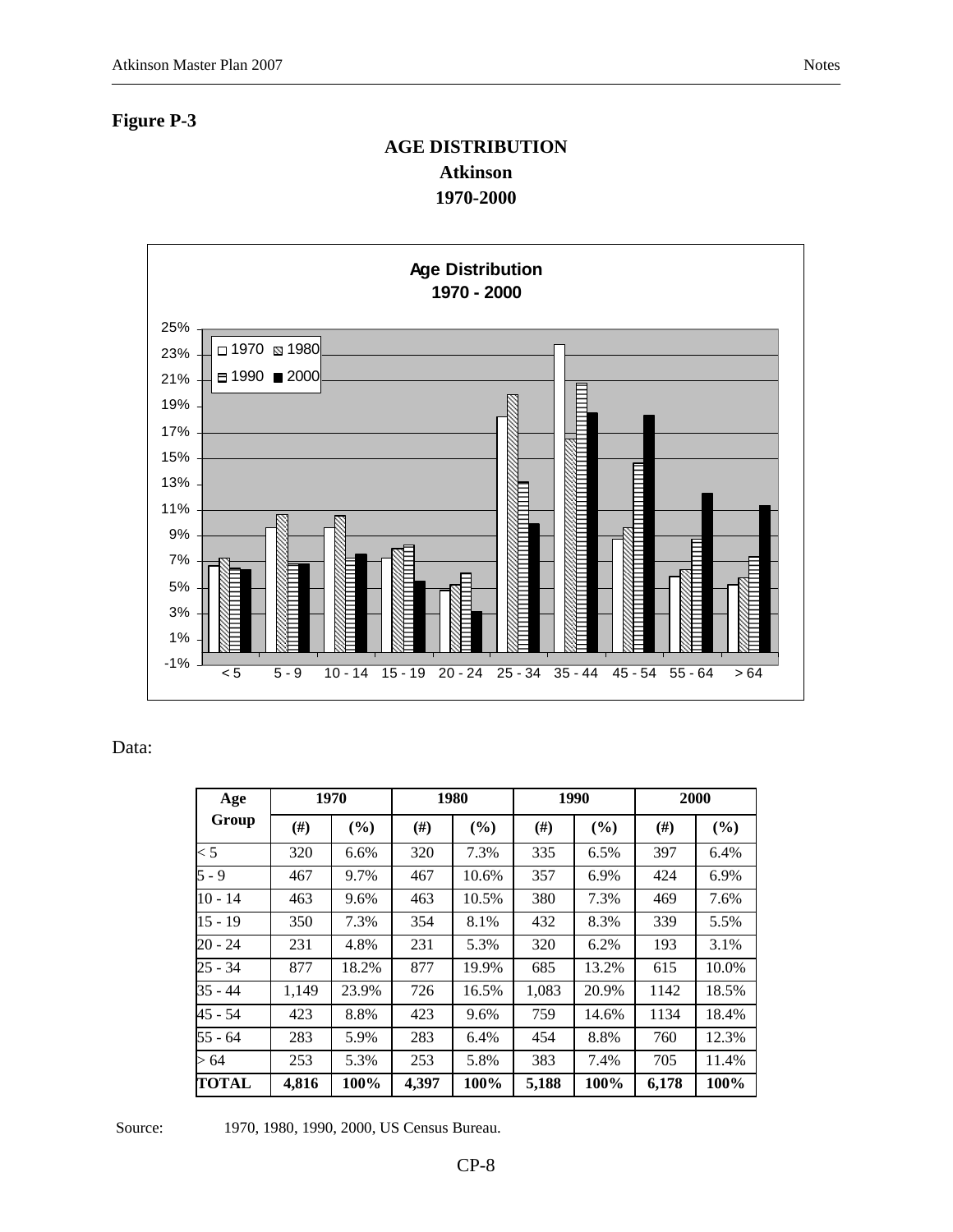**Figure P-3**

**AGE DISTRIBUTION**
**Atkinson**
**1970-2000**

Data:

| Age Group | 1970 | | 1980 | | 1990 | | 2000 | |
|---|---|---|---|---|---|---|---|---|
| | (#) | (%) | (#) | (%) | (#) | (%) | (#) | (%) |
| < 5 | 320 | 6.6% | 320 | 7.3% | 335 | 6.5% | 397 | 6.4% |
| 5 - 9 | 467 | 9.7% | 467 | 10.6% | 357 | 6.9% | 424 | 6.9% |
| 10 - 14 | 463 | 9.6% | 463 | 10.5% | 380 | 7.3% | 469 | 7.6% |
| 15 - 19 | 350 | 7.3% | 354 | 8.1% | 432 | 8.3% | 339 | 5.5% |
| 20 - 24 | 231 | 4.8% | 231 | 5.3% | 320 | 6.2% | 193 | 3.1% |
| 25 - 34 | 877 | 18.2% | 877 | 19.9% | 685 | 13.2% | 615 | 10.0% |
| 35 - 44 | 1,149 | 23.9% | 726 | 16.5% | 1,083 | 20.9% | 1142 | 18.5% |
| 45 - 54 | 423 | 8.8% | 423 | 9.6% | 759 | 14.6% | 1134 | 18.4% |
| 55 - 64 | 283 | 5.9% | 283 | 6.4% | 454 | 8.8% | 760 | 12.3% |
| > 64 | 253 | 5.3% | 253 | 5.8% | 383 | 7.4% | 705 | 11.4% |
| **TOTAL** | **4,816** | **100%** | **4,397** | **100%** | **5,188** | **100%** | **6,178** | **100%** |

Source: 1970, 1980, 1990, 2000, US Census Bureau.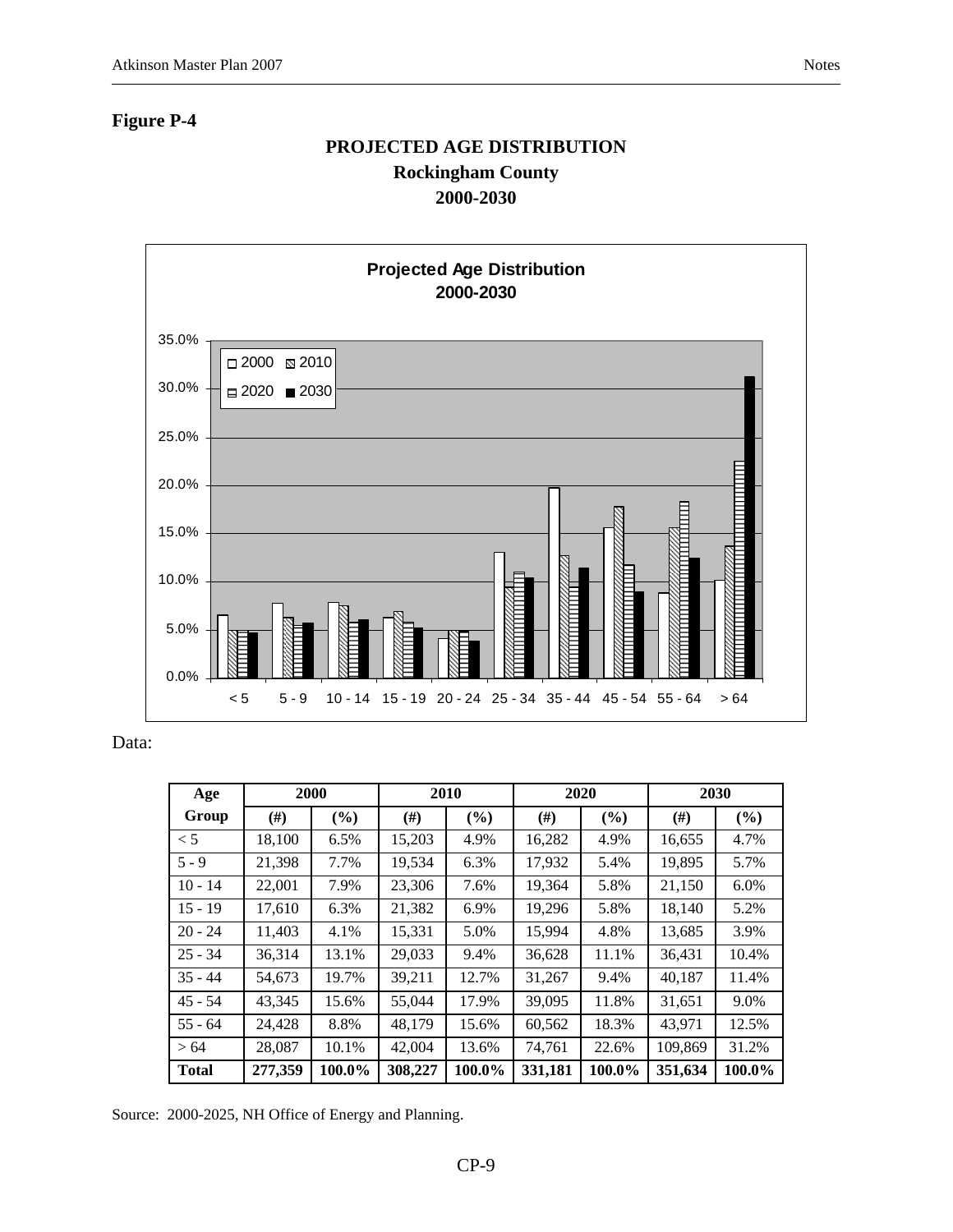**Figure P-4**

**PROJECTED AGE DISTRIBUTION**
**Rockingham County**
**2000-2030**

Data:

| Age Group | 2000 | | 2010 | | 2020 | | 2030 | |
|---|---|---|---|---|---|---|---|---|
| | (#) | (%) | (#) | (%) | (#) | (%) | (#) | (%) |
| < 5 | 18,100 | 6.5% | 15,203 | 4.9% | 16,282 | 4.9% | 16,655 | 4.7% |
| 5 - 9 | 21,398 | 7.7% | 19,534 | 6.3% | 17,932 | 5.4% | 19,895 | 5.7% |
| 10 - 14 | 22,001 | 7.9% | 23,306 | 7.6% | 19,364 | 5.8% | 21,150 | 6.0% |
| 15 - 19 | 17,610 | 6.3% | 21,382 | 6.9% | 19,296 | 5.8% | 18,140 | 5.2% |
| 20 - 24 | 11,403 | 4.1% | 15,331 | 5.0% | 15,994 | 4.8% | 13,685 | 3.9% |
| 25 - 34 | 36,314 | 13.1% | 29,033 | 9.4% | 36,628 | 11.1% | 36,431 | 10.4% |
| 35 - 44 | 54,673 | 19.7% | 39,211 | 12.7% | 31,267 | 9.4% | 40,187 | 11.4% |
| 45 - 54 | 43,345 | 15.6% | 55,044 | 17.9% | 39,095 | 11.8% | 31,651 | 9.0% |
| 55 - 64 | 24,428 | 8.8% | 48,179 | 15.6% | 60,562 | 18.3% | 43,971 | 12.5% |
| > 64 | 28,087 | 10.1% | 42,004 | 13.6% | 74,761 | 22.6% | 109,869 | 31.2% |
| **Total** | **277,359** | **100.0%** | **308,227** | **100.0%** | **331,181** | **100.0%** | **351,634** | **100.0%** |

Source: 2000-2025, NH Office of Energy and Planning.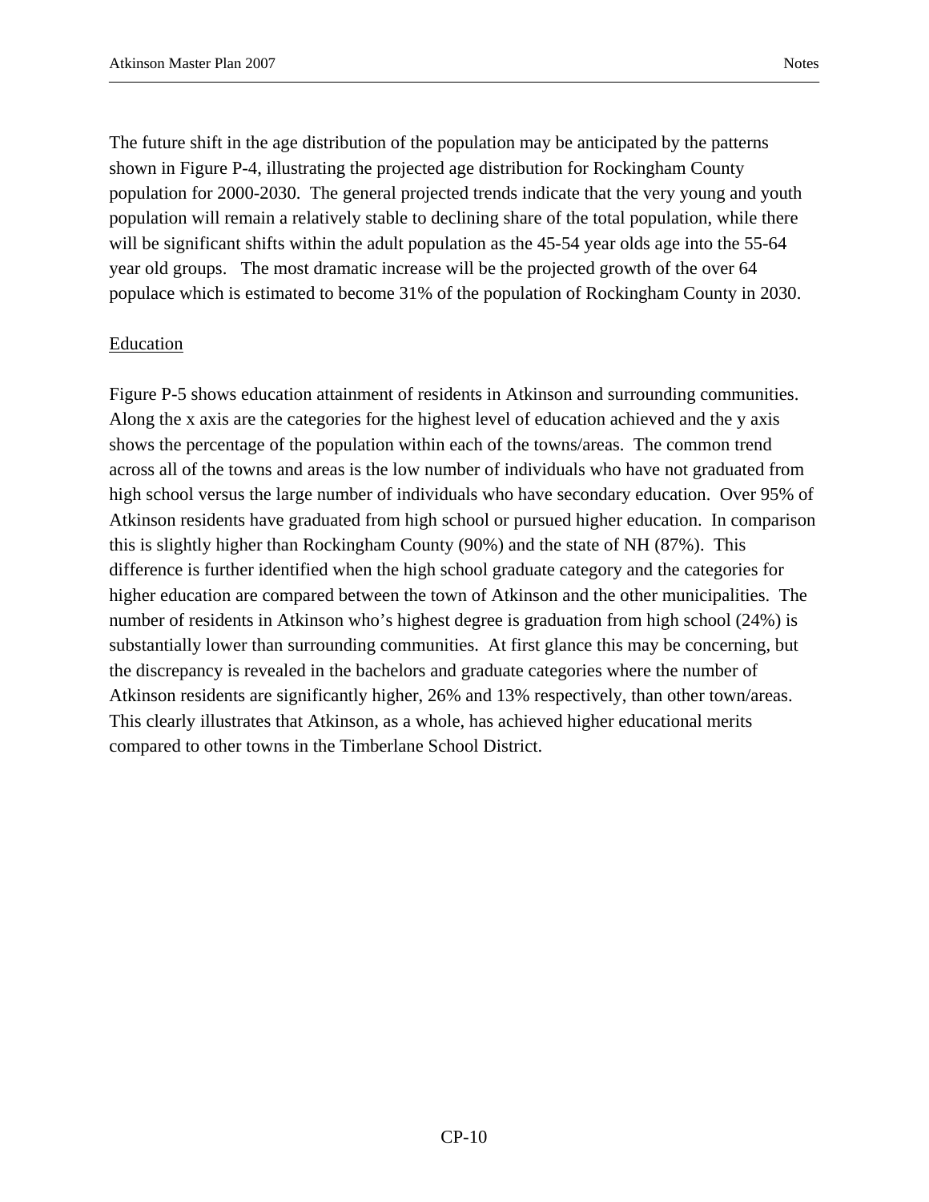The future shift in the age distribution of the population may be anticipated by the patterns shown in Figure P-4, illustrating the projected age distribution for Rockingham County population for 2000-2030. The general projected trends indicate that the very young and youth population will remain a relatively stable to declining share of the total population, while there will be significant shifts within the adult population as the 45-54 year olds age into the 55-64 year old groups. The most dramatic increase will be the projected growth of the over 64 populace which is estimated to become 31% of the population of Rockingham County in 2030.

<u>Education</u>

Figure P-5 shows education attainment of residents in Atkinson and surrounding communities. Along the x axis are the categories for the highest level of education achieved and the y axis shows the percentage of the population within each of the towns/areas. The common trend across all of the towns and areas is the low number of individuals who have not graduated from high school versus the large number of individuals who have secondary education. Over 95% of Atkinson residents have graduated from high school or pursued higher education. In comparison this is slightly higher than Rockingham County (90%) and the state of NH (87%). This difference is further identified when the high school graduate category and the categories for higher education are compared between the town of Atkinson and the other municipalities. The number of residents in Atkinson who's highest degree is graduation from high school (24%) is substantially lower than surrounding communities. At first glance this may be concerning, but the discrepancy is revealed in the bachelors and graduate categories where the number of Atkinson residents are significantly higher, 26% and 13% respectively, than other town/areas. This clearly illustrates that Atkinson, as a whole, has achieved higher educational merits compared to other towns in the Timberlane School District.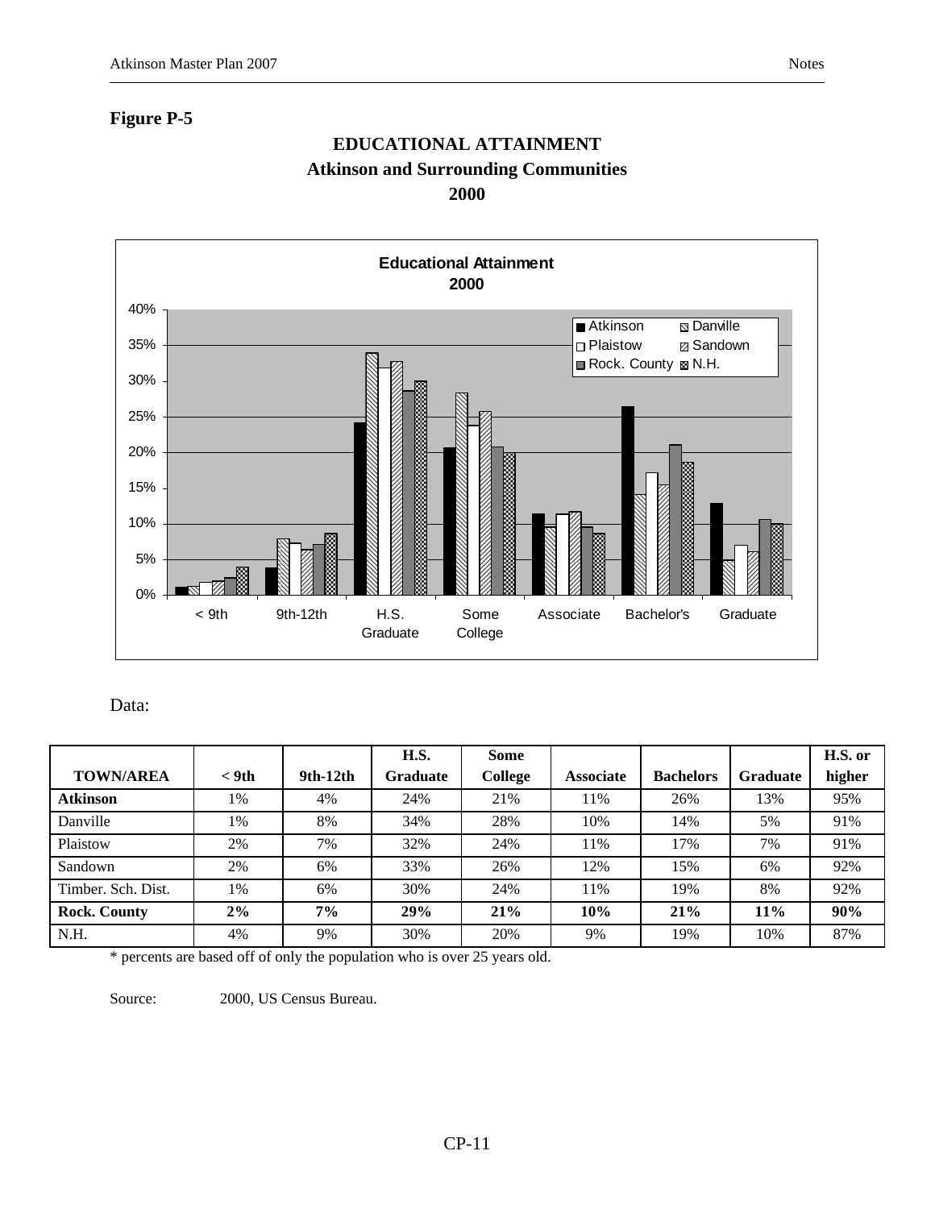**Figure P-5**

## EDUCATIONAL ATTAINMENT
## Atkinson and Surrounding Communities
## 2000

Data:

| TOWN/AREA | < 9th | 9th-12th | H.S. Graduate | Some College | Associate | Bachelors | Graduate | H.S. or higher |
|---|---|---|---|---|---|---|---|---|
| **Atkinson** | 1% | 4% | 24% | 21% | 11% | 26% | 13% | 95% |
| Danville | 1% | 8% | 34% | 28% | 10% | 14% | 5% | 91% |
| Plaistow | 2% | 7% | 32% | 24% | 11% | 17% | 7% | 91% |
| Sandown | 2% | 6% | 33% | 26% | 12% | 15% | 6% | 92% |
| Timber. Sch. Dist. | 1% | 6% | 30% | 24% | 11% | 19% | 8% | 92% |
| **Rock. County** | **2%** | **7%** | **29%** | **21%** | **10%** | **21%** | **11%** | **90%** |
| N.H. | 4% | 9% | 30% | 20% | 9% | 19% | 10% | 87% |

* percents are based off of only the population who is over 25 years old.

Source: 2000, US Census Bureau.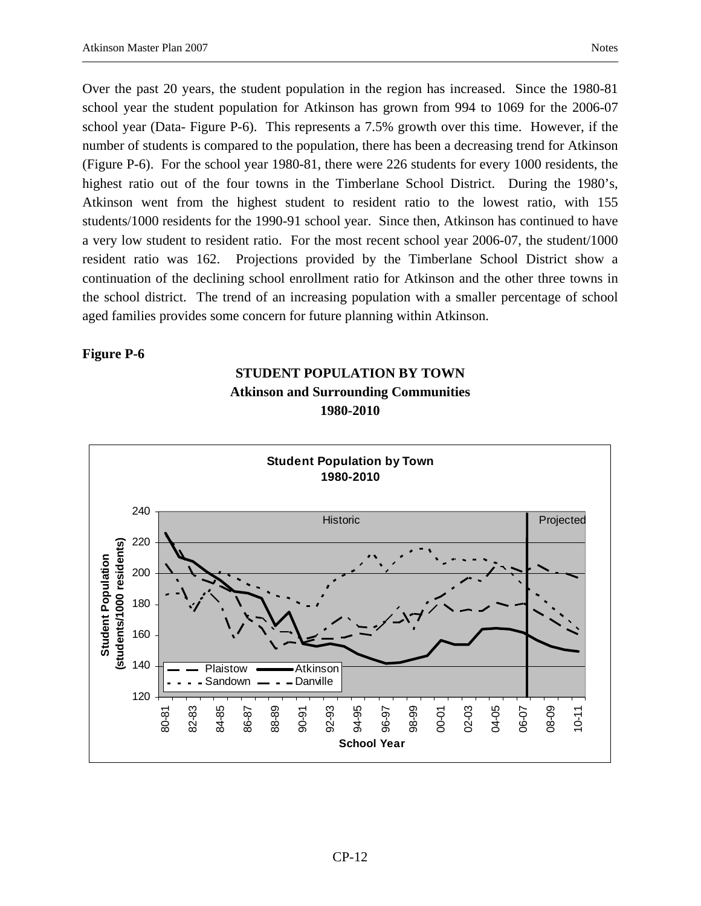Over the past 20 years, the student population in the region has increased. Since the 1980-81 school year the student population for Atkinson has grown from 994 to 1069 for the 2006-07 school year (Data- Figure P-6). This represents a 7.5% growth over this time. However, if the number of students is compared to the population, there has been a decreasing trend for Atkinson (Figure P-6). For the school year 1980-81, there were 226 students for every 1000 residents, the highest ratio out of the four towns in the Timberlane School District. During the 1980's, Atkinson went from the highest student to resident ratio to the lowest ratio, with 155 students/1000 residents for the 1990-91 school year. Since then, Atkinson has continued to have a very low student to resident ratio. For the most recent school year 2006-07, the student/1000 resident ratio was 162. Projections provided by the Timberlane School District show a continuation of the declining school enrollment ratio for Atkinson and the other three towns in the school district. The trend of an increasing population with a smaller percentage of school aged families provides some concern for future planning within Atkinson.

**Figure P-6**

**STUDENT POPULATION BY TOWN**
**Atkinson and Surrounding Communities**
**1980-2010**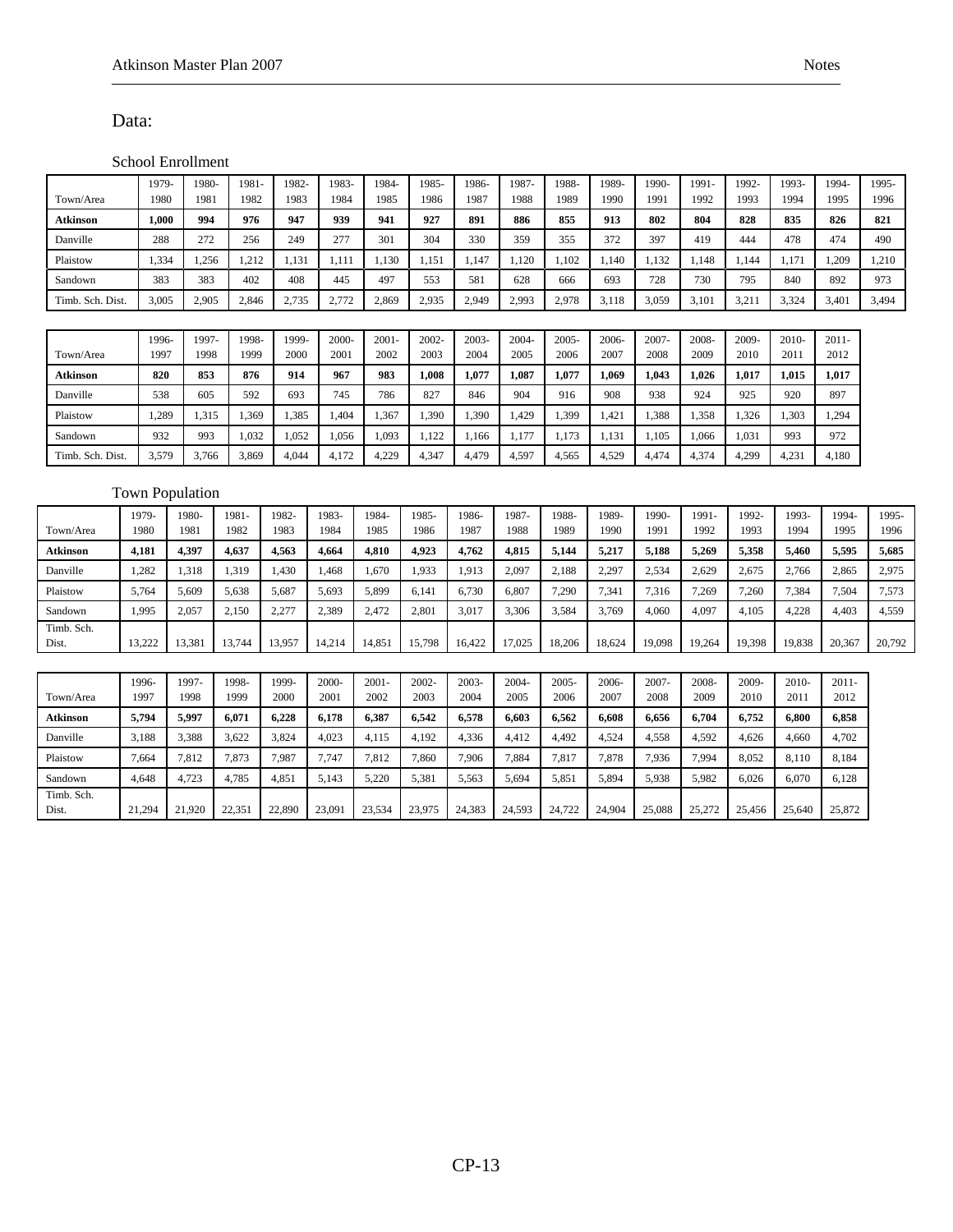## Data:

### School Enrollment

| Town/Area | 1979-1980 | 1980-1981 | 1981-1982 | 1982-1983 | 1983-1984 | 1984-1985 | 1985-1986 | 1986-1987 | 1987-1988 | 1988-1989 | 1989-1990 | 1990-1991 | 1991-1992 | 1992-1993 | 1993-1994 | 1994-1995 | 1995-1996 |
|---|---|---|---|---|---|---|---|---|---|---|---|---|---|---|---|---|---|
| **Atkinson** | **1,000** | **994** | **976** | **947** | **939** | **941** | **927** | **891** | **886** | **855** | **913** | **802** | **804** | **828** | **835** | **826** | **821** |
| Danville | 288 | 272 | 256 | 249 | 277 | 301 | 304 | 330 | 359 | 355 | 372 | 397 | 419 | 444 | 478 | 474 | 490 |
| Plaistow | 1,334 | 1,256 | 1,212 | 1,131 | 1,111 | 1,130 | 1,151 | 1,147 | 1,120 | 1,102 | 1,140 | 1,132 | 1,148 | 1,144 | 1,171 | 1,209 | 1,210 |
| Sandown | 383 | 383 | 402 | 408 | 445 | 497 | 553 | 581 | 628 | 666 | 693 | 728 | 730 | 795 | 840 | 892 | 973 |
| Timb. Sch. Dist. | 3,005 | 2,905 | 2,846 | 2,735 | 2,772 | 2,869 | 2,935 | 2,949 | 2,993 | 2,978 | 3,118 | 3,059 | 3,101 | 3,211 | 3,324 | 3,401 | 3,494 |

| Town/Area | 1996-1997 | 1997-1998 | 1998-1999 | 1999-2000 | 2000-2001 | 2001-2002 | 2002-2003 | 2003-2004 | 2004-2005 | 2005-2006 | 2006-2007 | 2007-2008 | 2008-2009 | 2009-2010 | 2010-2011 | 2011-2012 |
|---|---|---|---|---|---|---|---|---|---|---|---|---|---|---|---|---|
| **Atkinson** | **820** | **853** | **876** | **914** | **967** | **983** | **1,008** | **1,077** | **1,087** | **1,077** | **1,069** | **1,043** | **1,026** | **1,017** | **1,015** | **1,017** |
| Danville | 538 | 605 | 592 | 693 | 745 | 786 | 827 | 846 | 904 | 916 | 908 | 938 | 924 | 925 | 920 | 897 |
| Plaistow | 1,289 | 1,315 | 1,369 | 1,385 | 1,404 | 1,367 | 1,390 | 1,390 | 1,429 | 1,399 | 1,421 | 1,388 | 1,358 | 1,326 | 1,303 | 1,294 |
| Sandown | 932 | 993 | 1,032 | 1,052 | 1,056 | 1,093 | 1,122 | 1,166 | 1,177 | 1,173 | 1,131 | 1,105 | 1,066 | 1,031 | 993 | 972 |
| Timb. Sch. Dist. | 3,579 | 3,766 | 3,869 | 4,044 | 4,172 | 4,229 | 4,347 | 4,479 | 4,597 | 4,565 | 4,529 | 4,474 | 4,374 | 4,299 | 4,231 | 4,180 |

### Town Population

| Town/Area | 1979-1980 | 1980-1981 | 1981-1982 | 1982-1983 | 1983-1984 | 1984-1985 | 1985-1986 | 1986-1987 | 1987-1988 | 1988-1989 | 1989-1990 | 1990-1991 | 1991-1992 | 1992-1993 | 1993-1994 | 1994-1995 | 1995-1996 |
|---|---|---|---|---|---|---|---|---|---|---|---|---|---|---|---|---|---|
| **Atkinson** | **4,181** | **4,397** | **4,637** | **4,563** | **4,664** | **4,810** | **4,923** | **4,762** | **4,815** | **5,144** | **5,217** | **5,188** | **5,269** | **5,358** | **5,460** | **5,595** | **5,685** |
| Danville | 1,282 | 1,318 | 1,319 | 1,430 | 1,468 | 1,670 | 1,933 | 1,913 | 2,097 | 2,188 | 2,297 | 2,534 | 2,629 | 2,675 | 2,766 | 2,865 | 2,975 |
| Plaistow | 5,764 | 5,609 | 5,638 | 5,687 | 5,693 | 5,899 | 6,141 | 6,730 | 6,807 | 7,290 | 7,341 | 7,316 | 7,269 | 7,260 | 7,384 | 7,504 | 7,573 |
| Sandown | 1,995 | 2,057 | 2,150 | 2,277 | 2,389 | 2,472 | 2,801 | 3,017 | 3,306 | 3,584 | 3,769 | 4,060 | 4,097 | 4,105 | 4,228 | 4,403 | 4,559 |
| Timb. Sch. Dist. | 13,222 | 13,381 | 13,744 | 13,957 | 14,214 | 14,851 | 15,798 | 16,422 | 17,025 | 18,206 | 18,624 | 19,098 | 19,264 | 19,398 | 19,838 | 20,367 | 20,792 |

| Town/Area | 1996-1997 | 1997-1998 | 1998-1999 | 1999-2000 | 2000-2001 | 2001-2002 | 2002-2003 | 2003-2004 | 2004-2005 | 2005-2006 | 2006-2007 | 2007-2008 | 2008-2009 | 2009-2010 | 2010-2011 | 2011-2012 |
|---|---|---|---|---|---|---|---|---|---|---|---|---|---|---|---|---|
| **Atkinson** | **5,794** | **5,997** | **6,071** | **6,228** | **6,178** | **6,387** | **6,542** | **6,578** | **6,603** | **6,562** | **6,608** | **6,656** | **6,704** | **6,752** | **6,800** | **6,858** |
| Danville | 3,188 | 3,388 | 3,622 | 3,824 | 4,023 | 4,115 | 4,192 | 4,336 | 4,412 | 4,492 | 4,524 | 4,558 | 4,592 | 4,626 | 4,660 | 4,702 |
| Plaistow | 7,664 | 7,812 | 7,873 | 7,987 | 7,747 | 7,812 | 7,860 | 7,906 | 7,884 | 7,817 | 7,878 | 7,936 | 7,994 | 8,052 | 8,110 | 8,184 |
| Sandown | 4,648 | 4,723 | 4,785 | 4,851 | 5,143 | 5,220 | 5,381 | 5,563 | 5,694 | 5,851 | 5,894 | 5,938 | 5,982 | 6,026 | 6,070 | 6,128 |
| Timb. Sch. Dist. | 21,294 | 21,920 | 22,351 | 22,890 | 23,091 | 23,534 | 23,975 | 24,383 | 24,593 | 24,722 | 24,904 | 25,088 | 25,272 | 25,456 | 25,640 | 25,872 |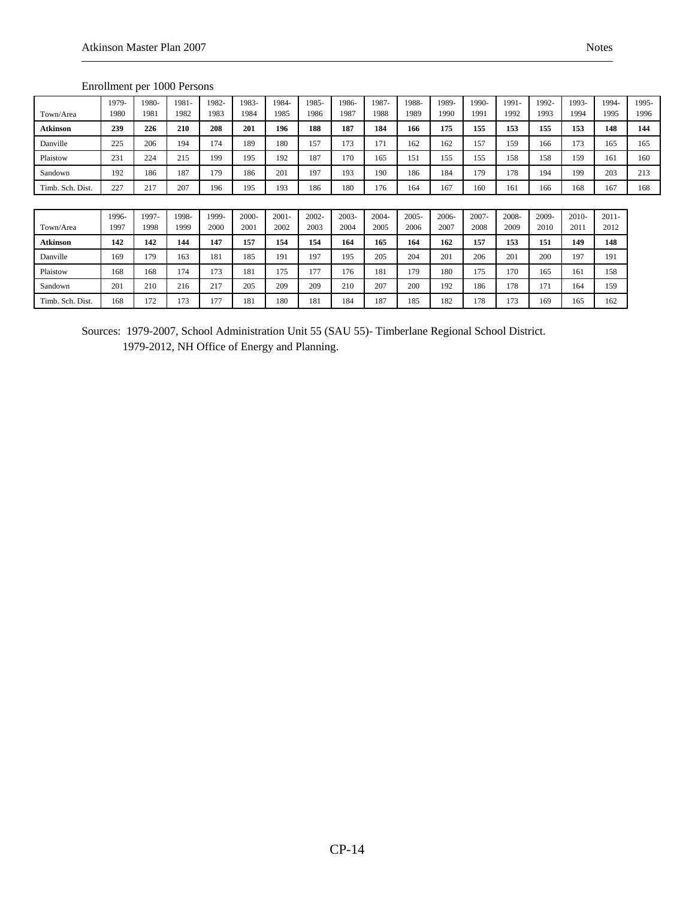Enrollment per 1000 Persons

| Town/Area | 1979-1980 | 1980-1981 | 1981-1982 | 1982-1983 | 1983-1984 | 1984-1985 | 1985-1986 | 1986-1987 | 1987-1988 | 1988-1989 | 1989-1990 | 1990-1991 | 1991-1992 | 1992-1993 | 1993-1994 | 1994-1995 | 1995-1996 |
|---|---|---|---|---|---|---|---|---|---|---|---|---|---|---|---|---|---|
| **Atkinson** | **239** | **226** | **210** | **208** | **201** | **196** | **188** | **187** | **184** | **166** | **175** | **155** | **153** | **155** | **153** | **148** | **144** |
| Danville | 225 | 206 | 194 | 174 | 189 | 180 | 157 | 173 | 171 | 162 | 162 | 157 | 159 | 166 | 173 | 165 | 165 |
| Plaistow | 231 | 224 | 215 | 199 | 195 | 192 | 187 | 170 | 165 | 151 | 155 | 155 | 158 | 158 | 159 | 161 | 160 |
| Sandown | 192 | 186 | 187 | 179 | 186 | 201 | 197 | 193 | 190 | 186 | 184 | 179 | 178 | 194 | 199 | 203 | 213 |
| Timb. Sch. Dist. | 227 | 217 | 207 | 196 | 195 | 193 | 186 | 180 | 176 | 164 | 167 | 160 | 161 | 166 | 168 | 167 | 168 |

| Town/Area | 1996-1997 | 1997-1998 | 1998-1999 | 1999-2000 | 2000-2001 | 2001-2002 | 2002-2003 | 2003-2004 | 2004-2005 | 2005-2006 | 2006-2007 | 2007-2008 | 2008-2009 | 2009-2010 | 2010-2011 | 2011-2012 |
|---|---|---|---|---|---|---|---|---|---|---|---|---|---|---|---|---|
| **Atkinson** | **142** | **142** | **144** | **147** | **157** | **154** | **154** | **164** | **165** | **164** | **162** | **157** | **153** | **151** | **149** | **148** |
| Danville | 169 | 179 | 163 | 181 | 185 | 191 | 197 | 195 | 205 | 204 | 201 | 206 | 201 | 200 | 197 | 191 |
| Plaistow | 168 | 168 | 174 | 173 | 181 | 175 | 177 | 176 | 181 | 179 | 180 | 175 | 170 | 165 | 161 | 158 |
| Sandown | 201 | 210 | 216 | 217 | 205 | 209 | 209 | 210 | 207 | 200 | 192 | 186 | 178 | 171 | 164 | 159 |
| Timb. Sch. Dist. | 168 | 172 | 173 | 177 | 181 | 180 | 181 | 184 | 187 | 185 | 182 | 178 | 173 | 169 | 165 | 162 |

Sources: 1979-2007, School Administration Unit 55 (SAU 55)- Timberlane Regional School District.
1979-2012, NH Office of Energy and Planning.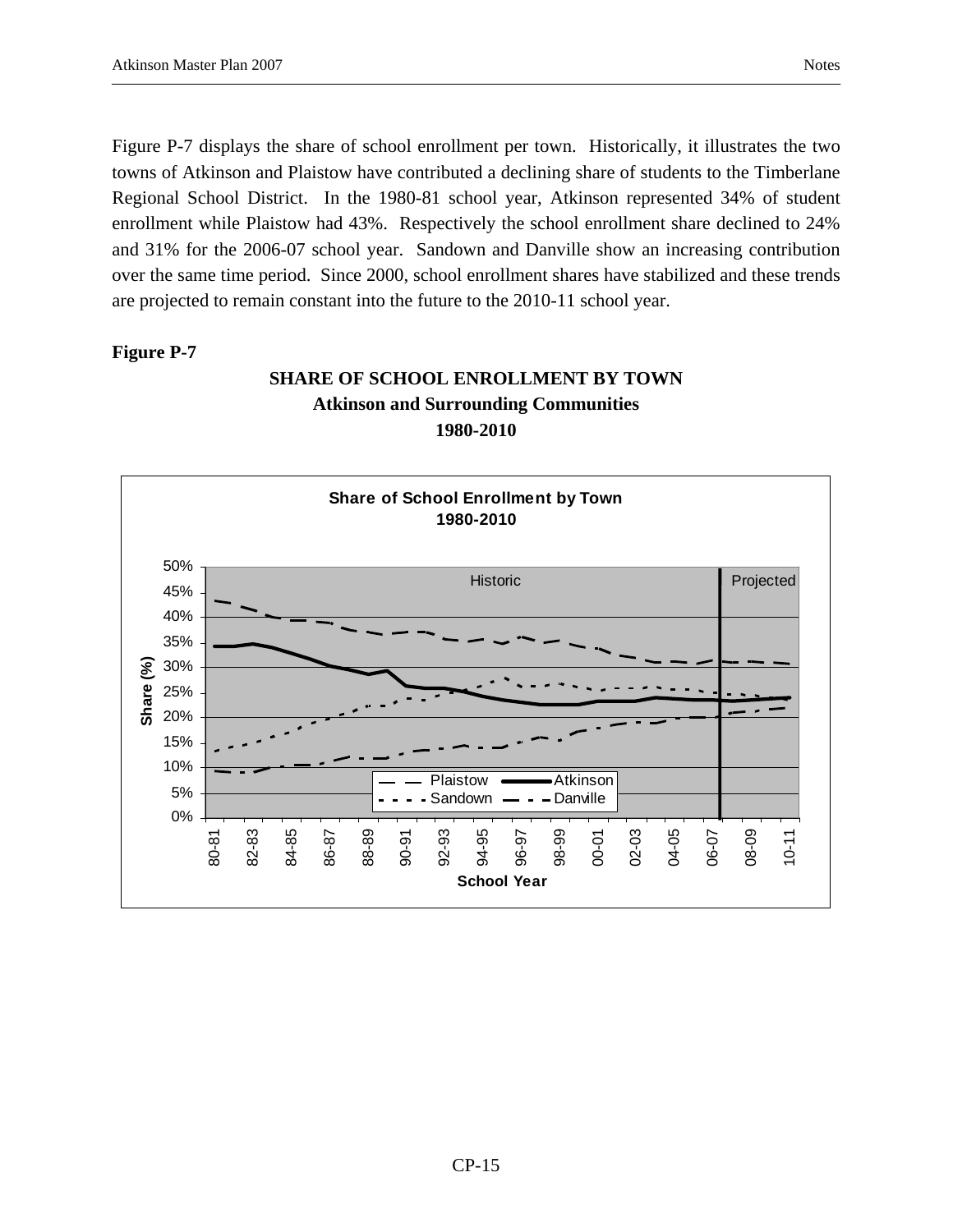Figure P-7 displays the share of school enrollment per town. Historically, it illustrates the two towns of Atkinson and Plaistow have contributed a declining share of students to the Timberlane Regional School District. In the 1980-81 school year, Atkinson represented 34% of student enrollment while Plaistow had 43%. Respectively the school enrollment share declined to 24% and 31% for the 2006-07 school year. Sandown and Danville show an increasing contribution over the same time period. Since 2000, school enrollment shares have stabilized and these trends are projected to remain constant into the future to the 2010-11 school year.

**Figure P-7**

**SHARE OF SCHOOL ENROLLMENT BY TOWN**
**Atkinson and Surrounding Communities**
**1980-2010**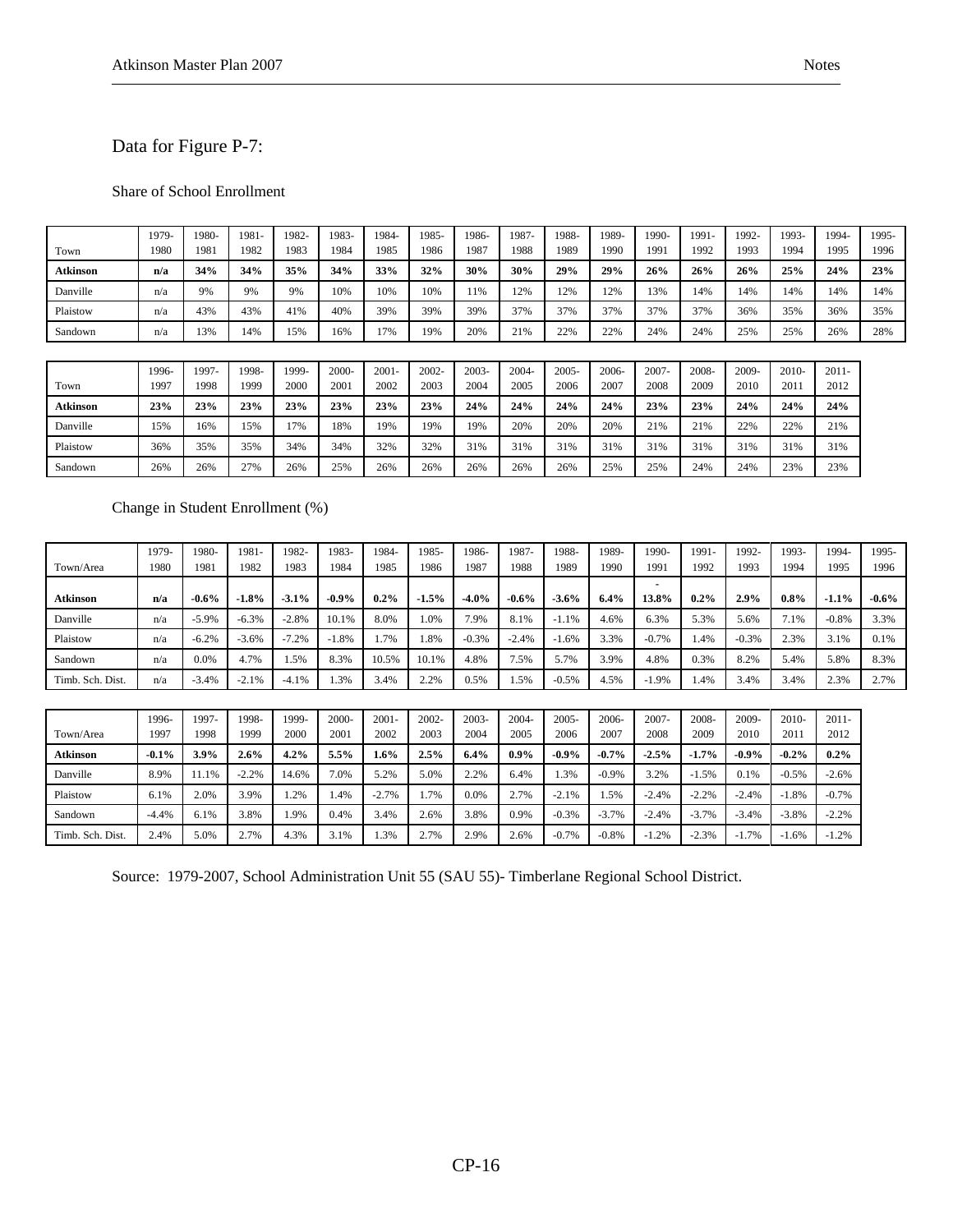## Data for Figure P-7:

Share of School Enrollment

| Town | 1979-1980 | 1980-1981 | 1981-1982 | 1982-1983 | 1983-1984 | 1984-1985 | 1985-1986 | 1986-1987 | 1987-1988 | 1988-1989 | 1989-1990 | 1990-1991 | 1991-1992 | 1992-1993 | 1993-1994 | 1994-1995 | 1995-1996 |
|---|---|---|---|---|---|---|---|---|---|---|---|---|---|---|---|---|---|
| **Atkinson** | **n/a** | **34%** | **34%** | **35%** | **34%** | **33%** | **32%** | **30%** | **30%** | **29%** | **29%** | **26%** | **26%** | **26%** | **25%** | **24%** | **23%** |
| Danville | n/a | 9% | 9% | 9% | 10% | 10% | 10% | 11% | 12% | 12% | 12% | 13% | 14% | 14% | 14% | 14% | 14% |
| Plaistow | n/a | 43% | 43% | 41% | 40% | 39% | 39% | 39% | 37% | 37% | 37% | 37% | 37% | 36% | 35% | 36% | 35% |
| Sandown | n/a | 13% | 14% | 15% | 16% | 17% | 19% | 20% | 21% | 22% | 22% | 24% | 24% | 25% | 25% | 26% | 28% |

| Town | 1996-1997 | 1997-1998 | 1998-1999 | 1999-2000 | 2000-2001 | 2001-2002 | 2002-2003 | 2003-2004 | 2004-2005 | 2005-2006 | 2006-2007 | 2007-2008 | 2008-2009 | 2009-2010 | 2010-2011 | 2011-2012 |
|---|---|---|---|---|---|---|---|---|---|---|---|---|---|---|---|---|
| **Atkinson** | **23%** | **23%** | **23%** | **23%** | **23%** | **23%** | **23%** | **24%** | **24%** | **24%** | **24%** | **23%** | **23%** | **24%** | **24%** | **24%** |
| Danville | 15% | 16% | 15% | 17% | 18% | 19% | 19% | 19% | 20% | 20% | 20% | 21% | 21% | 22% | 22% | 21% |
| Plaistow | 36% | 35% | 35% | 34% | 34% | 32% | 32% | 31% | 31% | 31% | 31% | 31% | 31% | 31% | 31% | 31% |
| Sandown | 26% | 26% | 27% | 26% | 25% | 26% | 26% | 26% | 26% | 26% | 25% | 25% | 24% | 24% | 23% | 23% |

Change in Student Enrollment (%)

| Town/Area | 1979-1980 | 1980-1981 | 1981-1982 | 1982-1983 | 1983-1984 | 1984-1985 | 1985-1986 | 1986-1987 | 1987-1988 | 1988-1989 | 1989-1990 | 1990-1991 | 1991-1992 | 1992-1993 | 1993-1994 | 1994-1995 | 1995-1996 |
|---|---|---|---|---|---|---|---|---|---|---|---|---|---|---|---|---|---|
| **Atkinson** | **n/a** | **-0.6%** | **-1.8%** | **-3.1%** | **-0.9%** | **0.2%** | **-1.5%** | **-4.0%** | **-0.6%** | **-3.6%** | **6.4%** | **-13.8%** | **0.2%** | **2.9%** | **0.8%** | **-1.1%** | **-0.6%** |
| Danville | n/a | -5.9% | -6.3% | -2.8% | 10.1% | 8.0% | 1.0% | 7.9% | 8.1% | -1.1% | 4.6% | 6.3% | 5.3% | 5.6% | 7.1% | -0.8% | 3.3% |
| Plaistow | n/a | -6.2% | -3.6% | -7.2% | -1.8% | 1.7% | 1.8% | -0.3% | -2.4% | -1.6% | 3.3% | -0.7% | 1.4% | -0.3% | 2.3% | 3.1% | 0.1% |
| Sandown | n/a | 0.0% | 4.7% | 1.5% | 8.3% | 10.5% | 10.1% | 4.8% | 7.5% | 5.7% | 3.9% | 4.8% | 0.3% | 8.2% | 5.4% | 5.8% | 8.3% |
| Timb. Sch. Dist. | n/a | -3.4% | -2.1% | -4.1% | 1.3% | 3.4% | 2.2% | 0.5% | 1.5% | -0.5% | 4.5% | -1.9% | 1.4% | 3.4% | 3.4% | 2.3% | 2.7% |

| Town/Area | 1996-1997 | 1997-1998 | 1998-1999 | 1999-2000 | 2000-2001 | 2001-2002 | 2002-2003 | 2003-2004 | 2004-2005 | 2005-2006 | 2006-2007 | 2007-2008 | 2008-2009 | 2009-2010 | 2010-2011 | 2011-2012 |
|---|---|---|---|---|---|---|---|---|---|---|---|---|---|---|---|---|
| **Atkinson** | **-0.1%** | **3.9%** | **2.6%** | **4.2%** | **5.5%** | **1.6%** | **2.5%** | **6.4%** | **0.9%** | **-0.9%** | **-0.7%** | **-2.5%** | **-1.7%** | **-0.9%** | **-0.2%** | **0.2%** |
| Danville | 8.9% | 11.1% | -2.2% | 14.6% | 7.0% | 5.2% | 5.0% | 2.2% | 6.4% | 1.3% | -0.9% | 3.2% | -1.5% | 0.1% | -0.5% | -2.6% |
| Plaistow | 6.1% | 2.0% | 3.9% | 1.2% | 1.4% | -2.7% | 1.7% | 0.0% | 2.7% | -2.1% | 1.5% | -2.4% | -2.2% | -2.4% | -1.8% | -0.7% |
| Sandown | -4.4% | 6.1% | 3.8% | 1.9% | 0.4% | 3.4% | 2.6% | 3.8% | 0.9% | -0.3% | -3.7% | -2.4% | -3.7% | -3.4% | -3.8% | -2.2% |
| Timb. Sch. Dist. | 2.4% | 5.0% | 2.7% | 4.3% | 3.1% | 1.3% | 2.7% | 2.9% | 2.6% | -0.7% | -0.8% | -1.2% | -2.3% | -1.7% | -1.6% | -1.2% |

Source: 1979-2007, School Administration Unit 55 (SAU 55)- Timberlane Regional School District.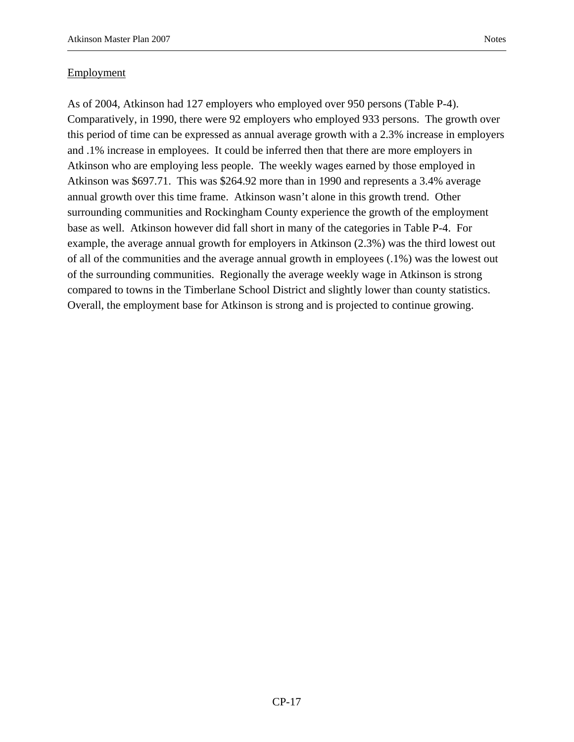Employment

As of 2004, Atkinson had 127 employers who employed over 950 persons (Table P-4). Comparatively, in 1990, there were 92 employers who employed 933 persons. The growth over this period of time can be expressed as annual average growth with a 2.3% increase in employers and .1% increase in employees. It could be inferred then that there are more employers in Atkinson who are employing less people. The weekly wages earned by those employed in Atkinson was $697.71. This was $264.92 more than in 1990 and represents a 3.4% average annual growth over this time frame. Atkinson wasn't alone in this growth trend. Other surrounding communities and Rockingham County experience the growth of the employment base as well. Atkinson however did fall short in many of the categories in Table P-4. For example, the average annual growth for employers in Atkinson (2.3%) was the third lowest out of all of the communities and the average annual growth in employees (.1%) was the lowest out of the surrounding communities. Regionally the average weekly wage in Atkinson is strong compared to towns in the Timberlane School District and slightly lower than county statistics. Overall, the employment base for Atkinson is strong and is projected to continue growing.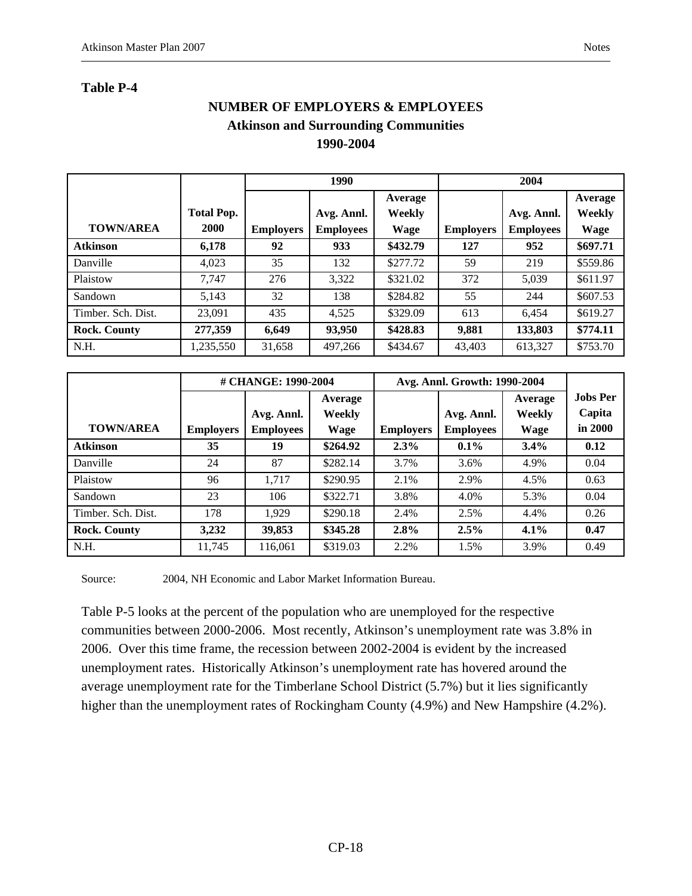**Table P-4**

## NUMBER OF EMPLOYERS & EMPLOYEES
### Atkinson and Surrounding Communities
### 1990-2004

| | | 1990 | | | 2004 | | |
|---|---|---|---|---|---|---|---|
| **TOWN/AREA** | **Total Pop. 2000** | **Employers** | **Avg. Annl. Employees** | **Average Weekly Wage** | **Employers** | **Avg. Annl. Employees** | **Average Weekly Wage** |
| **Atkinson** | **6,178** | **92** | **933** | **$432.79** | **127** | **952** | **$697.71** |
| Danville | 4,023 | 35 | 132 | $277.72 | 59 | 219 | $559.86 |
| Plaistow | 7,747 | 276 | 3,322 | $321.02 | 372 | 5,039 | $611.97 |
| Sandown | 5,143 | 32 | 138 | $284.82 | 55 | 244 | $607.53 |
| Timber. Sch. Dist. | 23,091 | 435 | 4,525 | $329.09 | 613 | 6,454 | $619.27 |
| **Rock. County** | **277,359** | **6,649** | **93,950** | **$428.83** | **9,881** | **133,803** | **$774.11** |
| N.H. | 1,235,550 | 31,658 | 497,266 | $434.67 | 43,403 | 613,327 | $753.70 |

| | # CHANGE: 1990-2004 | | | Avg. Annl. Growth: 1990-2004 | | | |
|---|---|---|---|---|---|---|---|
| **TOWN/AREA** | **Employers** | **Avg. Annl. Employees** | **Average Weekly Wage** | **Employers** | **Avg. Annl. Employees** | **Average Weekly Wage** | **Jobs Per Capita in 2000** |
| **Atkinson** | **35** | **19** | **$264.92** | **2.3%** | **0.1%** | **3.4%** | **0.12** |
| Danville | 24 | 87 | $282.14 | 3.7% | 3.6% | 4.9% | 0.04 |
| Plaistow | 96 | 1,717 | $290.95 | 2.1% | 2.9% | 4.5% | 0.63 |
| Sandown | 23 | 106 | $322.71 | 3.8% | 4.0% | 5.3% | 0.04 |
| Timber. Sch. Dist. | 178 | 1,929 | $290.18 | 2.4% | 2.5% | 4.4% | 0.26 |
| **Rock. County** | **3,232** | **39,853** | **$345.28** | **2.8%** | **2.5%** | **4.1%** | **0.47** |
| N.H. | 11,745 | 116,061 | $319.03 | 2.2% | 1.5% | 3.9% | 0.49 |

Source: 2004, NH Economic and Labor Market Information Bureau.

Table P-5 looks at the percent of the population who are unemployed for the respective communities between 2000-2006. Most recently, Atkinson's unemployment rate was 3.8% in 2006. Over this time frame, the recession between 2002-2004 is evident by the increased unemployment rates. Historically Atkinson's unemployment rate has hovered around the average unemployment rate for the Timberlane School District (5.7%) but it lies significantly higher than the unemployment rates of Rockingham County (4.9%) and New Hampshire (4.2%).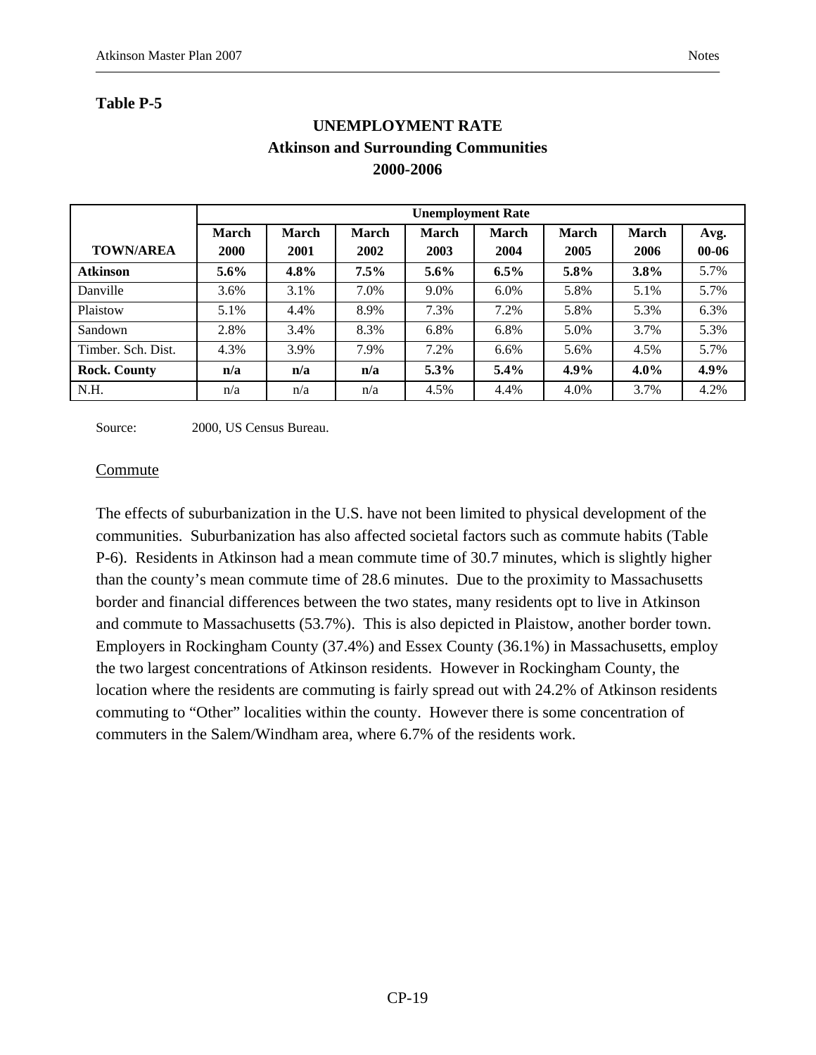**Table P-5**

**UNEMPLOYMENT RATE**
**Atkinson and Surrounding Communities**
**2000-2006**

| | Unemployment Rate | | | | | | | |
|---|---|---|---|---|---|---|---|---|
| **TOWN/AREA** | **March 2000** | **March 2001** | **March 2002** | **March 2003** | **March 2004** | **March 2005** | **March 2006** | **Avg. 00-06** |
| **Atkinson** | **5.6%** | **4.8%** | **7.5%** | **5.6%** | **6.5%** | **5.8%** | **3.8%** | 5.7% |
| Danville | 3.6% | 3.1% | 7.0% | 9.0% | 6.0% | 5.8% | 5.1% | 5.7% |
| Plaistow | 5.1% | 4.4% | 8.9% | 7.3% | 7.2% | 5.8% | 5.3% | 6.3% |
| Sandown | 2.8% | 3.4% | 8.3% | 6.8% | 6.8% | 5.0% | 3.7% | 5.3% |
| Timber. Sch. Dist. | 4.3% | 3.9% | 7.9% | 7.2% | 6.6% | 5.6% | 4.5% | 5.7% |
| **Rock. County** | **n/a** | **n/a** | **n/a** | **5.3%** | **5.4%** | **4.9%** | **4.0%** | **4.9%** |
| N.H. | n/a | n/a | n/a | 4.5% | 4.4% | 4.0% | 3.7% | 4.2% |

Source: 2000, US Census Bureau.

Commute

The effects of suburbanization in the U.S. have not been limited to physical development of the communities. Suburbanization has also affected societal factors such as commute habits (Table P-6). Residents in Atkinson had a mean commute time of 30.7 minutes, which is slightly higher than the county's mean commute time of 28.6 minutes. Due to the proximity to Massachusetts border and financial differences between the two states, many residents opt to live in Atkinson and commute to Massachusetts (53.7%). This is also depicted in Plaistow, another border town. Employers in Rockingham County (37.4%) and Essex County (36.1%) in Massachusetts, employ the two largest concentrations of Atkinson residents. However in Rockingham County, the location where the residents are commuting is fairly spread out with 24.2% of Atkinson residents commuting to "Other" localities within the county. However there is some concentration of commuters in the Salem/Windham area, where 6.7% of the residents work.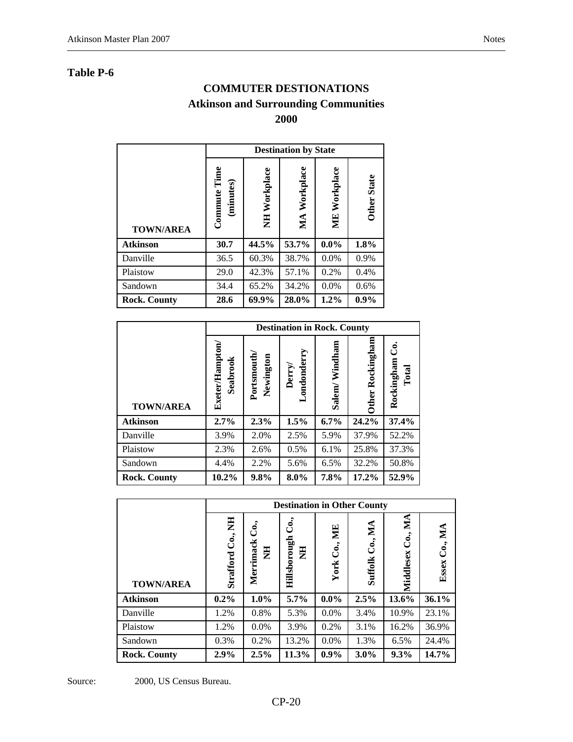**Table P-6**

## COMMUTER DESTIONATIONS
## Atkinson and Surrounding Communities
## 2000

| TOWN/AREA | Destination by State | | | | |
|---|---|---|---|---|---|
| | Commute Time (minutes) | NH Workplace | MA Workplace | ME Workplace | Other State |
| **Atkinson** | **30.7** | **44.5%** | **53.7%** | **0.0%** | **1.8%** |
| Danville | 36.5 | 60.3% | 38.7% | 0.0% | 0.9% |
| Plaistow | 29.0 | 42.3% | 57.1% | 0.2% | 0.4% |
| Sandown | 34.4 | 65.2% | 34.2% | 0.0% | 0.6% |
| **Rock. County** | **28.6** | **69.9%** | **28.0%** | **1.2%** | **0.9%** |

| TOWN/AREA | Destination in Rock. County | | | | | |
|---|---|---|---|---|---|---|
| | Exeter/Hampton/ Seabrook | Portsmouth/ Newington | Derry/ Londonderry | Salem/ Windham | Other Rockingham | Rockingham Co. Total |
| **Atkinson** | **2.7%** | **2.3%** | **1.5%** | **6.7%** | **24.2%** | **37.4%** |
| Danville | 3.9% | 2.0% | 2.5% | 5.9% | 37.9% | 52.2% |
| Plaistow | 2.3% | 2.6% | 0.5% | 6.1% | 25.8% | 37.3% |
| Sandown | 4.4% | 2.2% | 5.6% | 6.5% | 32.2% | 50.8% |
| **Rock. County** | **10.2%** | **9.8%** | **8.0%** | **7.8%** | **17.2%** | **52.9%** |

| TOWN/AREA | Destination in Other County | | | | | | |
|---|---|---|---|---|---|---|---|
| | Strafford Co., NH | Merrimack Co., NH | Hillsborough Co., NH | York Co., ME | Suffolk Co., MA | Middlesex Co., MA | Essex Co., MA |
| **Atkinson** | **0.2%** | **1.0%** | **5.7%** | **0.0%** | **2.5%** | **13.6%** | **36.1%** |
| Danville | 1.2% | 0.8% | 5.3% | 0.0% | 3.4% | 10.9% | 23.1% |
| Plaistow | 1.2% | 0.0% | 3.9% | 0.2% | 3.1% | 16.2% | 36.9% |
| Sandown | 0.3% | 0.2% | 13.2% | 0.0% | 1.3% | 6.5% | 24.4% |
| **Rock. County** | **2.9%** | **2.5%** | **11.3%** | **0.9%** | **3.0%** | **9.3%** | **14.7%** |

Source: 2000, US Census Bureau.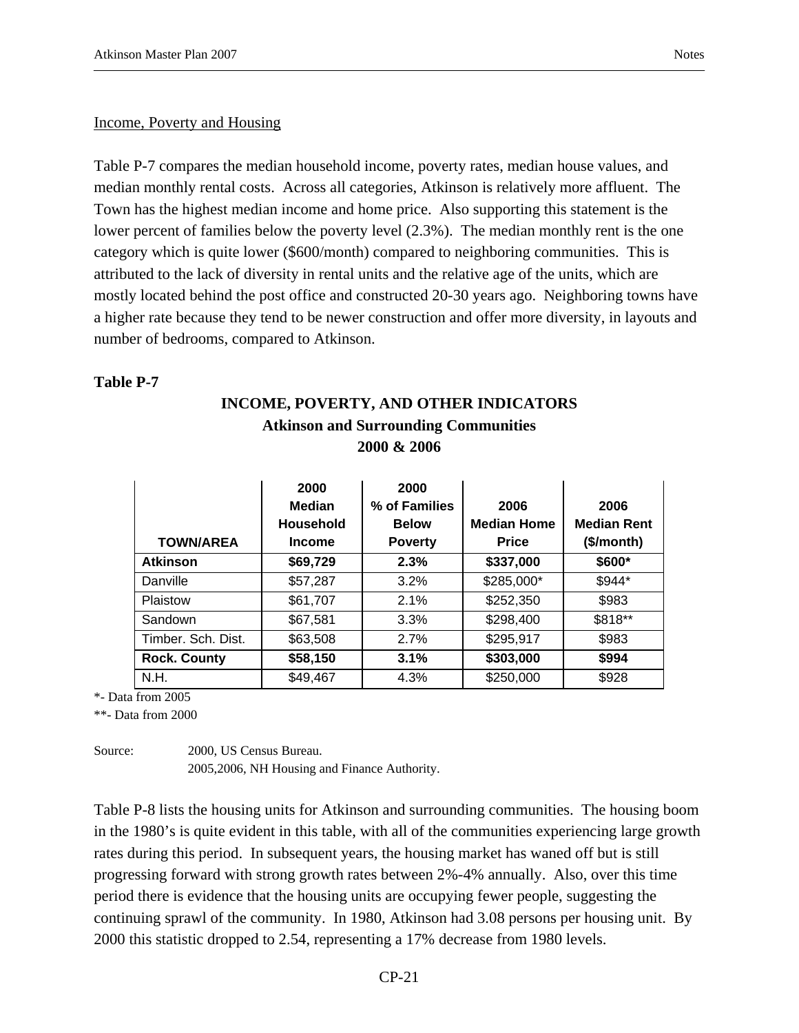Income, Poverty and Housing

Table P-7 compares the median household income, poverty rates, median house values, and median monthly rental costs. Across all categories, Atkinson is relatively more affluent. The Town has the highest median income and home price. Also supporting this statement is the lower percent of families below the poverty level (2.3%). The median monthly rent is the one category which is quite lower ($600/month) compared to neighboring communities. This is attributed to the lack of diversity in rental units and the relative age of the units, which are mostly located behind the post office and constructed 20-30 years ago. Neighboring towns have a higher rate because they tend to be newer construction and offer more diversity, in layouts and number of bedrooms, compared to Atkinson.

**Table P-7**

**INCOME, POVERTY, AND OTHER INDICATORS**
**Atkinson and Surrounding Communities**
**2000 & 2006**

| TOWN/AREA | 2000 Median Household Income | 2000 % of Families Below Poverty | 2006 Median Home Price | 2006 Median Rent ($/month) |
|---|---|---|---|---|
| **Atkinson** | **$69,729** | **2.3%** | **$337,000** | **$600*** |
| Danville | $57,287 | 3.2% | $285,000* | $944* |
| Plaistow | $61,707 | 2.1% | $252,350 | $983 |
| Sandown | $67,581 | 3.3% | $298,400 | $818** |
| Timber. Sch. Dist. | $63,508 | 2.7% | $295,917 | $983 |
| **Rock. County** | **$58,150** | **3.1%** | **$303,000** | **$994** |
| N.H. | $49,467 | 4.3% | $250,000 | $928 |

*- Data from 2005
**- Data from 2000

Source: 2000, US Census Bureau.
2005,2006, NH Housing and Finance Authority.

Table P-8 lists the housing units for Atkinson and surrounding communities. The housing boom in the 1980's is quite evident in this table, with all of the communities experiencing large growth rates during this period. In subsequent years, the housing market has waned off but is still progressing forward with strong growth rates between 2%-4% annually. Also, over this time period there is evidence that the housing units are occupying fewer people, suggesting the continuing sprawl of the community. In 1980, Atkinson had 3.08 persons per housing unit. By 2000 this statistic dropped to 2.54, representing a 17% decrease from 1980 levels.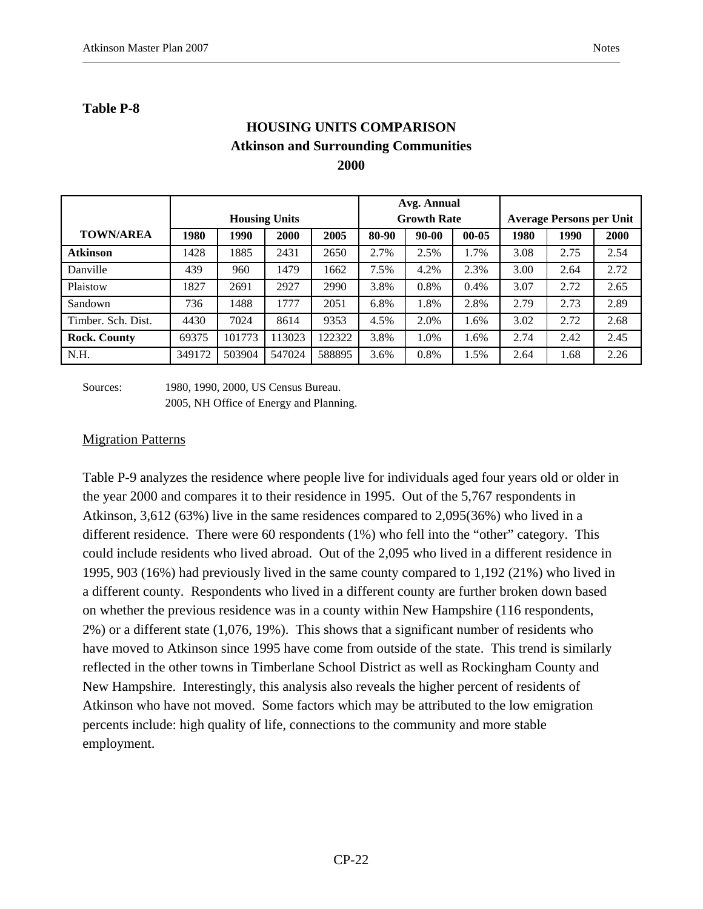**Table P-8**

**HOUSING UNITS COMPARISON**
**Atkinson and Surrounding Communities**
**2000**

| **TOWN/AREA** | **Housing Units** | | | | **Avg. Annual Growth Rate** | | | **Average Persons per Unit** | | |
|---|---|---|---|---|---|---|---|---|---|---|
| | **1980** | **1990** | **2000** | **2005** | **80-90** | **90-00** | **00-05** | **1980** | **1990** | **2000** |
| **Atkinson** | 1428 | 1885 | 2431 | 2650 | 2.7% | 2.5% | 1.7% | 3.08 | 2.75 | 2.54 |
| Danville | 439 | 960 | 1479 | 1662 | 7.5% | 4.2% | 2.3% | 3.00 | 2.64 | 2.72 |
| Plaistow | 1827 | 2691 | 2927 | 2990 | 3.8% | 0.8% | 0.4% | 3.07 | 2.72 | 2.65 |
| Sandown | 736 | 1488 | 1777 | 2051 | 6.8% | 1.8% | 2.8% | 2.79 | 2.73 | 2.89 |
| Timber. Sch. Dist. | 4430 | 7024 | 8614 | 9353 | 4.5% | 2.0% | 1.6% | 3.02 | 2.72 | 2.68 |
| **Rock. County** | 69375 | 101773 | 113023 | 122322 | 3.8% | 1.0% | 1.6% | 2.74 | 2.42 | 2.45 |
| N.H. | 349172 | 503904 | 547024 | 588895 | 3.6% | 0.8% | 1.5% | 2.64 | 1.68 | 2.26 |

Sources: 1980, 1990, 2000, US Census Bureau.
2005, NH Office of Energy and Planning.

Migration Patterns

Table P-9 analyzes the residence where people live for individuals aged four years old or older in the year 2000 and compares it to their residence in 1995. Out of the 5,767 respondents in Atkinson, 3,612 (63%) live in the same residences compared to 2,095(36%) who lived in a different residence. There were 60 respondents (1%) who fell into the "other" category. This could include residents who lived abroad. Out of the 2,095 who lived in a different residence in 1995, 903 (16%) had previously lived in the same county compared to 1,192 (21%) who lived in a different county. Respondents who lived in a different county are further broken down based on whether the previous residence was in a county within New Hampshire (116 respondents, 2%) or a different state (1,076, 19%). This shows that a significant number of residents who have moved to Atkinson since 1995 have come from outside of the state. This trend is similarly reflected in the other towns in Timberlane School District as well as Rockingham County and New Hampshire. Interestingly, this analysis also reveals the higher percent of residents of Atkinson who have not moved. Some factors which may be attributed to the low emigration percents include: high quality of life, connections to the community and more stable employment.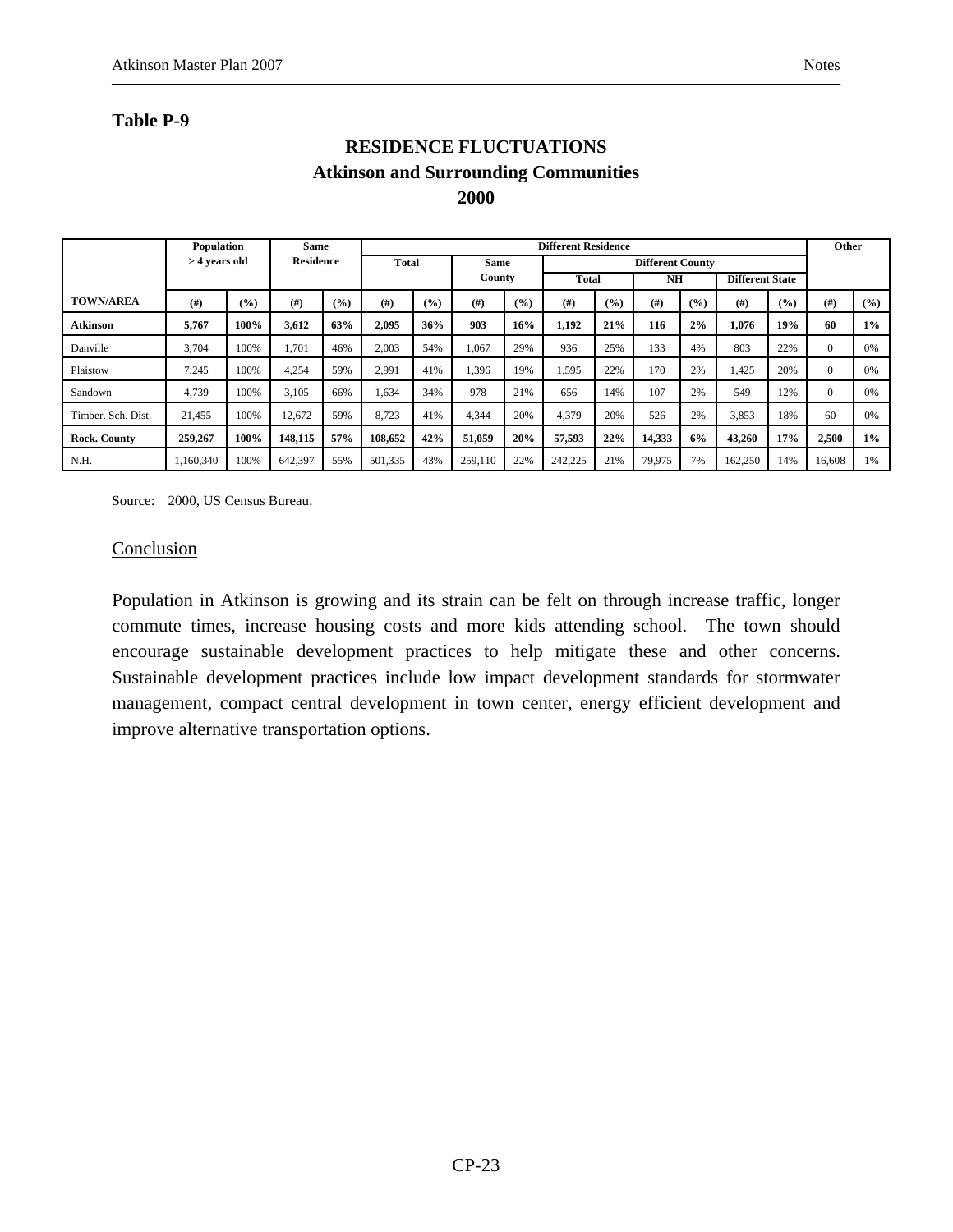**Table P-9**

## RESIDENCE FLUCTUATIONS
## Atkinson and Surrounding Communities
## 2000

| | Population > 4 years old | | Same Residence | | Different Residence | | | | | | | | | | | | Other | |
|---|---|---|---|---|---|---|---|---|---|---|---|---|---|---|---|---|---|---|
| | | | | | Total | | Same County | | Different County | | | | | | | | | |
| | | | | | | | | | Total | | NH | | Different State | | | | | |
| **TOWN/AREA** | (#) | (%) | (#) | (%) | (#) | (%) | (#) | (%) | (#) | (%) | (#) | (%) | (#) | (%) | (#) | (%) | | |
| **Atkinson** | **5,767** | **100%** | **3,612** | **63%** | **2,095** | **36%** | **903** | **16%** | **1,192** | **21%** | **116** | **2%** | **1,076** | **19%** | **60** | **1%** | | |
| Danville | 3,704 | 100% | 1,701 | 46% | 2,003 | 54% | 1,067 | 29% | 936 | 25% | 133 | 4% | 803 | 22% | 0 | 0% | | |
| Plaistow | 7,245 | 100% | 4,254 | 59% | 2,991 | 41% | 1,396 | 19% | 1,595 | 22% | 170 | 2% | 1,425 | 20% | 0 | 0% | | |
| Sandown | 4,739 | 100% | 3,105 | 66% | 1,634 | 34% | 978 | 21% | 656 | 14% | 107 | 2% | 549 | 12% | 0 | 0% | | |
| Timber. Sch. Dist. | 21,455 | 100% | 12,672 | 59% | 8,723 | 41% | 4,344 | 20% | 4,379 | 20% | 526 | 2% | 3,853 | 18% | 60 | 0% | | |
| **Rock. County** | **259,267** | **100%** | **148,115** | **57%** | **108,652** | **42%** | **51,059** | **20%** | **57,593** | **22%** | **14,333** | **6%** | **43,260** | **17%** | **2,500** | **1%** | | |
| N.H. | 1,160,340 | 100% | 642,397 | 55% | 501,335 | 43% | 259,110 | 22% | 242,225 | 21% | 79,975 | 7% | 162,250 | 14% | 16,608 | 1% | | |

Source: 2000, US Census Bureau.

<u>Conclusion</u>

Population in Atkinson is growing and its strain can be felt on through increase traffic, longer commute times, increase housing costs and more kids attending school. The town should encourage sustainable development practices to help mitigate these and other concerns. Sustainable development practices include low impact development standards for stormwater management, compact central development in town center, energy efficient development and improve alternative transportation options.